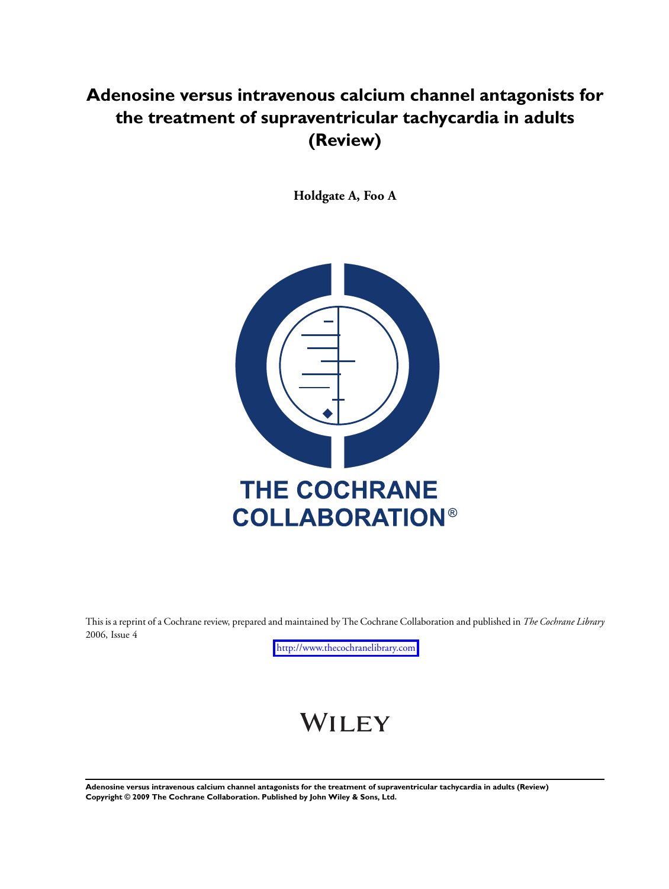# Adenosine versus intravenous calcium channel antagonists for the treatment of supraventricular tachycardia in adults (Review)

**Holdgate A, Foo A**

THE COCHRANE COLLABORATION®

This is a reprint of a Cochrane review, prepared and maintained by The Cochrane Collaboration and published in *The Cochrane Library* 2006, Issue 4

http://www.thecochranelibrary.com

WILEY

**Adenosine versus intravenous calcium channel antagonists for the treatment of supraventricular tachycardia in adults (Review)**
**Copyright © 2009 The Cochrane Collaboration. Published by John Wiley & Sons, Ltd.**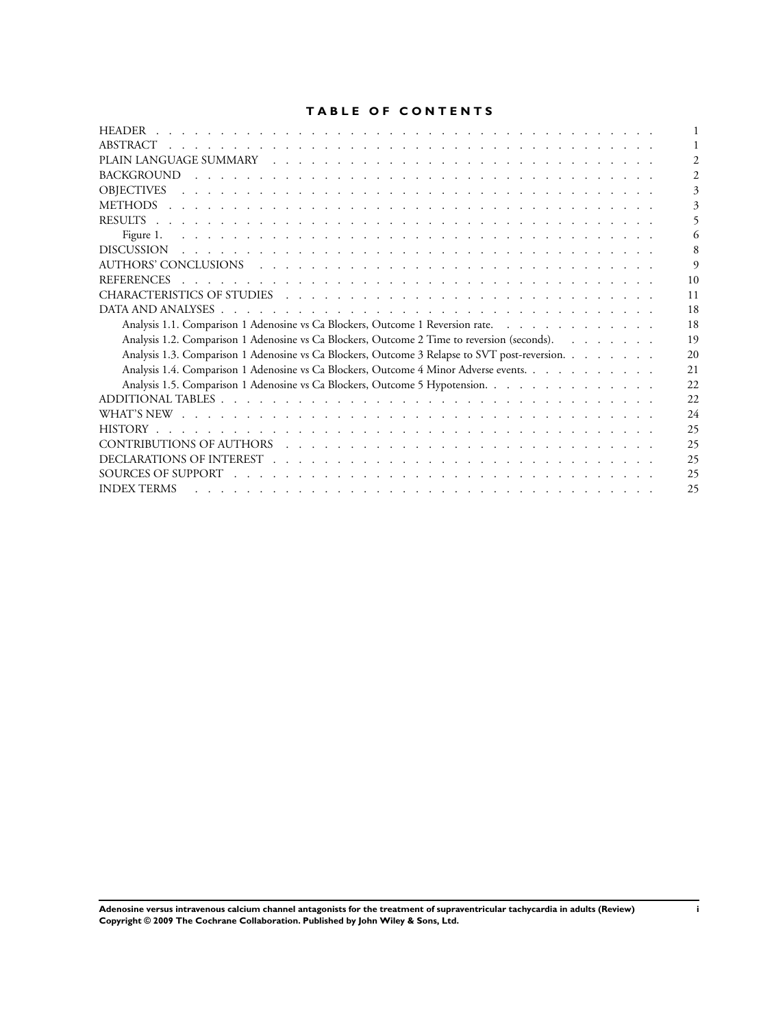# TABLE OF CONTENTS

| | |
|---|---|
| HEADER | 1 |
| ABSTRACT | 1 |
| PLAIN LANGUAGE SUMMARY | 2 |
| BACKGROUND | 2 |
| OBJECTIVES | 3 |
| METHODS | 3 |
| RESULTS | 5 |
| Figure 1. | 6 |
| DISCUSSION | 8 |
| AUTHORS' CONCLUSIONS | 9 |
| REFERENCES | 10 |
| CHARACTERISTICS OF STUDIES | 11 |
| DATA AND ANALYSES | 18 |
| Analysis 1.1. Comparison 1 Adenosine vs Ca Blockers, Outcome 1 Reversion rate. | 18 |
| Analysis 1.2. Comparison 1 Adenosine vs Ca Blockers, Outcome 2 Time to reversion (seconds). | 19 |
| Analysis 1.3. Comparison 1 Adenosine vs Ca Blockers, Outcome 3 Relapse to SVT post-reversion. | 20 |
| Analysis 1.4. Comparison 1 Adenosine vs Ca Blockers, Outcome 4 Minor Adverse events. | 21 |
| Analysis 1.5. Comparison 1 Adenosine vs Ca Blockers, Outcome 5 Hypotension. | 22 |
| ADDITIONAL TABLES | 22 |
| WHAT'S NEW | 24 |
| HISTORY | 25 |
| CONTRIBUTIONS OF AUTHORS | 25 |
| DECLARATIONS OF INTEREST | 25 |
| SOURCES OF SUPPORT | 25 |
| INDEX TERMS | 25 |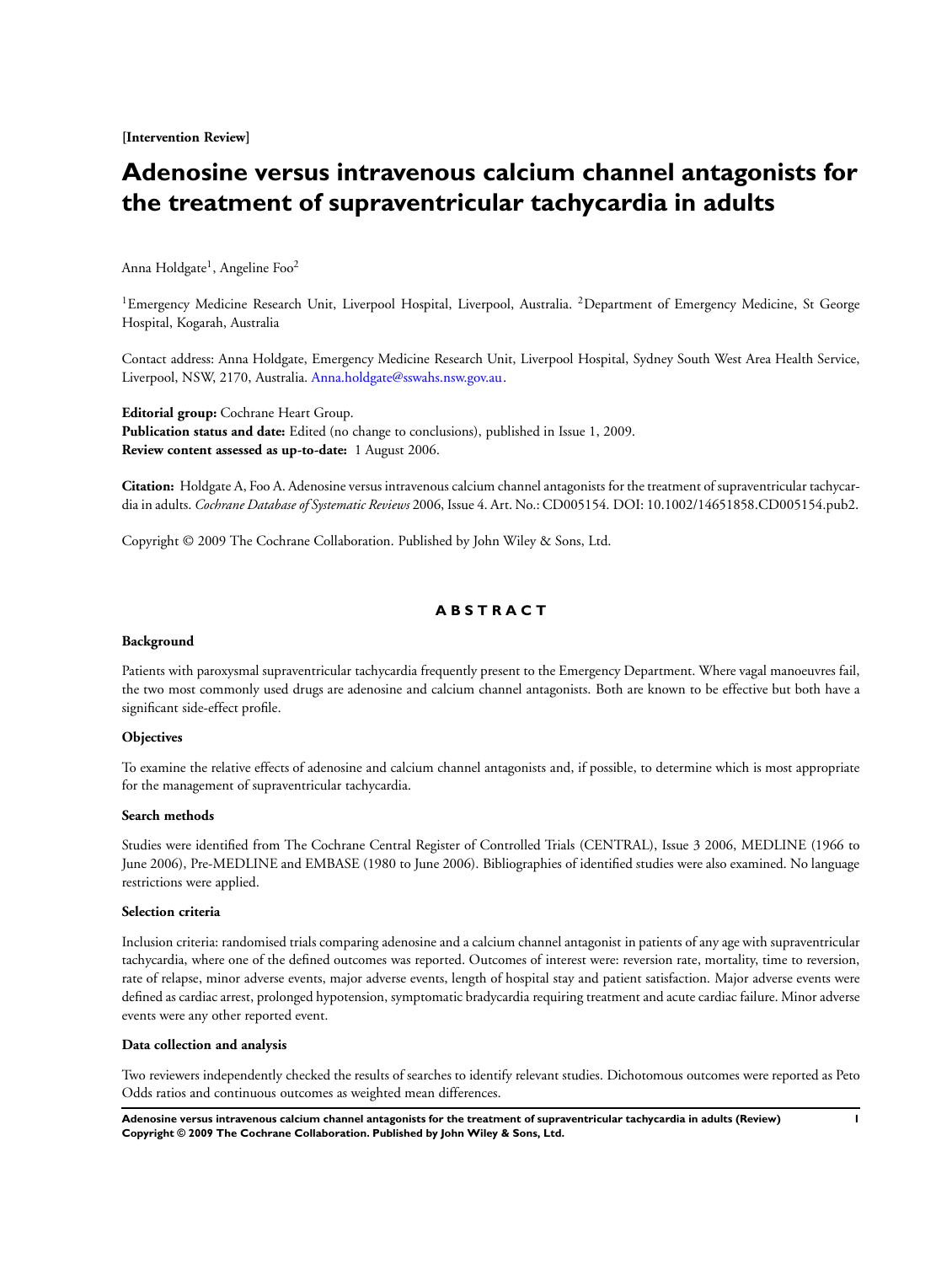**[Intervention Review]**

# Adenosine versus intravenous calcium channel antagonists for the treatment of supraventricular tachycardia in adults

Anna Holdgate[1], Angeline Foo[2]

[1]Emergency Medicine Research Unit, Liverpool Hospital, Liverpool, Australia. [2]Department of Emergency Medicine, St George Hospital, Kogarah, Australia

Contact address: Anna Holdgate, Emergency Medicine Research Unit, Liverpool Hospital, Sydney South West Area Health Service, Liverpool, NSW, 2170, Australia. Anna.holdgate@sswahs.nsw.gov.au.

**Editorial group:** Cochrane Heart Group.
**Publication status and date:** Edited (no change to conclusions), published in Issue 1, 2009.
**Review content assessed as up-to-date:** 1 August 2006.

**Citation:** Holdgate A, Foo A. Adenosine versus intravenous calcium channel antagonists for the treatment of supraventricular tachycardia in adults. *Cochrane Database of Systematic Reviews* 2006, Issue 4. Art. No.: CD005154. DOI: 10.1002/14651858.CD005154.pub2.

Copyright © 2009 The Cochrane Collaboration. Published by John Wiley & Sons, Ltd.

## ABSTRACT

### Background

Patients with paroxysmal supraventricular tachycardia frequently present to the Emergency Department. Where vagal manoeuvres fail, the two most commonly used drugs are adenosine and calcium channel antagonists. Both are known to be effective but both have a significant side-effect profile.

### Objectives

To examine the relative effects of adenosine and calcium channel antagonists and, if possible, to determine which is most appropriate for the management of supraventricular tachycardia.

### Search methods

Studies were identified from The Cochrane Central Register of Controlled Trials (CENTRAL), Issue 3 2006, MEDLINE (1966 to June 2006), Pre-MEDLINE and EMBASE (1980 to June 2006). Bibliographies of identified studies were also examined. No language restrictions were applied.

### Selection criteria

Inclusion criteria: randomised trials comparing adenosine and a calcium channel antagonist in patients of any age with supraventricular tachycardia, where one of the defined outcomes was reported. Outcomes of interest were: reversion rate, mortality, time to reversion, rate of relapse, minor adverse events, major adverse events, length of hospital stay and patient satisfaction. Major adverse events were defined as cardiac arrest, prolonged hypotension, symptomatic bradycardia requiring treatment and acute cardiac failure. Minor adverse events were any other reported event.

### Data collection and analysis

Two reviewers independently checked the results of searches to identify relevant studies. Dichotomous outcomes were reported as Peto Odds ratios and continuous outcomes as weighted mean differences.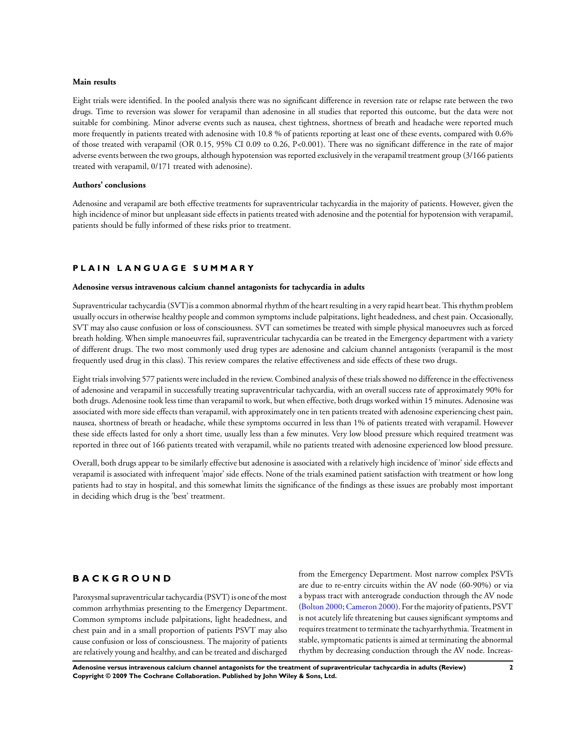#### Main results

Eight trials were identified. In the pooled analysis there was no significant difference in reversion rate or relapse rate between the two drugs. Time to reversion was slower for verapamil than adenosine in all studies that reported this outcome, but the data were not suitable for combining. Minor adverse events such as nausea, chest tightness, shortness of breath and headache were reported much more frequently in patients treated with adenosine with 10.8 % of patients reporting at least one of these events, compared with 0.6% of those treated with verapamil (OR 0.15, 95% CI 0.09 to 0.26, P<0.001). There was no significant difference in the rate of major adverse events between the two groups, although hypotension was reported exclusively in the verapamil treatment group (3/166 patients treated with verapamil, 0/171 treated with adenosine).

#### Authors' conclusions

Adenosine and verapamil are both effective treatments for supraventricular tachycardia in the majority of patients. However, given the high incidence of minor but unpleasant side effects in patients treated with adenosine and the potential for hypotension with verapamil, patients should be fully informed of these risks prior to treatment.

## PLAIN LANGUAGE SUMMARY

#### Adenosine versus intravenous calcium channel antagonists for tachycardia in adults

Supraventricular tachycardia (SVT)is a common abnormal rhythm of the heart resulting in a very rapid heart beat. This rhythm problem usually occurs in otherwise healthy people and common symptoms include palpitations, light headedness, and chest pain. Occasionally, SVT may also cause confusion or loss of consciousness. SVT can sometimes be treated with simple physical manoeuvres such as forced breath holding. When simple manoeuvres fail, supraventricular tachycardia can be treated in the Emergency department with a variety of different drugs. The two most commonly used drug types are adenosine and calcium channel antagonists (verapamil is the most frequently used drug in this class). This review compares the relative effectiveness and side effects of these two drugs.

Eight trials involving 577 patients were included in the review. Combined analysis of these trials showed no difference in the effectiveness of adenosine and verapamil in successfully treating supraventricular tachycardia, with an overall success rate of approximately 90% for both drugs. Adenosine took less time than verapamil to work, but when effective, both drugs worked within 15 minutes. Adenosine was associated with more side effects than verapamil, with approximately one in ten patients treated with adenosine experiencing chest pain, nausea, shortness of breath or headache, while these symptoms occurred in less than 1% of patients treated with verapamil. However these side effects lasted for only a short time, usually less than a few minutes. Very low blood pressure which required treatment was reported in three out of 166 patients treated with verapamil, while no patients treated with adenosine experienced low blood pressure.

Overall, both drugs appear to be similarly effective but adenosine is associated with a relatively high incidence of 'minor' side effects and verapamil is associated with infrequent 'major' side effects. None of the trials examined patient satisfaction with treatment or how long patients had to stay in hospital, and this somewhat limits the significance of the findings as these issues are probably most important in deciding which drug is the 'best' treatment.

## BACKGROUND

Paroxysmal supraventricular tachycardia (PSVT) is one of the most common arrhythmias presenting to the Emergency Department. Common symptoms include palpitations, light headedness, and chest pain and in a small proportion of patients PSVT may also cause confusion or loss of consciousness. The majority of patients are relatively young and healthy, and can be treated and discharged from the Emergency Department. Most narrow complex PSVTs are due to re-entry circuits within the AV node (60-90%) or via a bypass tract with anterograde conduction through the AV node (Bolton 2000; Cameron 2000). For the majority of patients, PSVT is not acutely life threatening but causes significant symptoms and requires treatment to terminate the tachyarrhythmia. Treatment in stable, symptomatic patients is aimed at terminating the abnormal rhythm by decreasing conduction through the AV node. Increas-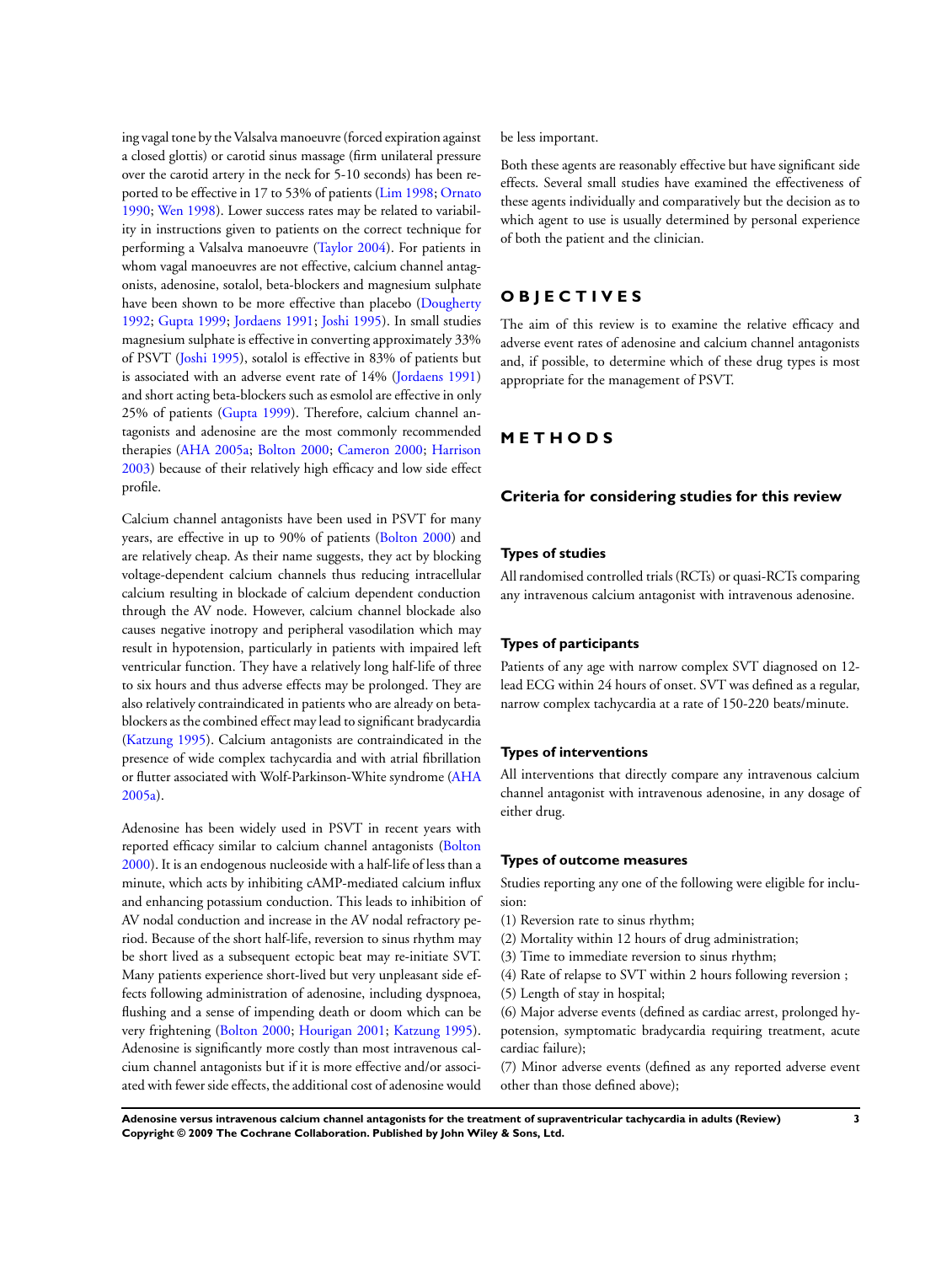ing vagal tone by the Valsalva manoeuvre (forced expiration against a closed glottis) or carotid sinus massage (firm unilateral pressure over the carotid artery in the neck for 5-10 seconds) has been reported to be effective in 17 to 53% of patients (Lim 1998; Ornato 1990; Wen 1998). Lower success rates may be related to variability in instructions given to patients on the correct technique for performing a Valsalva manoeuvre (Taylor 2004). For patients in whom vagal manoeuvres are not effective, calcium channel antagonists, adenosine, sotalol, beta-blockers and magnesium sulphate have been shown to be more effective than placebo (Dougherty 1992; Gupta 1999; Jordaens 1991; Joshi 1995). In small studies magnesium sulphate is effective in converting approximately 33% of PSVT (Joshi 1995), sotalol is effective in 83% of patients but is associated with an adverse event rate of 14% (Jordaens 1991) and short acting beta-blockers such as esmolol are effective in only 25% of patients (Gupta 1999). Therefore, calcium channel antagonists and adenosine are the most commonly recommended therapies (AHA 2005a; Bolton 2000; Cameron 2000; Harrison 2003) because of their relatively high efficacy and low side effect profile.

Calcium channel antagonists have been used in PSVT for many years, are effective in up to 90% of patients (Bolton 2000) and are relatively cheap. As their name suggests, they act by blocking voltage-dependent calcium channels thus reducing intracellular calcium resulting in blockade of calcium dependent conduction through the AV node. However, calcium channel blockade also causes negative inotropy and peripheral vasodilation which may result in hypotension, particularly in patients with impaired left ventricular function. They have a relatively long half-life of three to six hours and thus adverse effects may be prolonged. They are also relatively contraindicated in patients who are already on beta-blockers as the combined effect may lead to significant bradycardia (Katzung 1995). Calcium antagonists are contraindicated in the presence of wide complex tachycardia and with atrial fibrillation or flutter associated with Wolf-Parkinson-White syndrome (AHA 2005a).

Adenosine has been widely used in PSVT in recent years with reported efficacy similar to calcium channel antagonists (Bolton 2000). It is an endogenous nucleoside with a half-life of less than a minute, which acts by inhibiting cAMP-mediated calcium influx and enhancing potassium conduction. This leads to inhibition of AV nodal conduction and increase in the AV nodal refractory period. Because of the short half-life, reversion to sinus rhythm may be short lived as a subsequent ectopic beat may re-initiate SVT. Many patients experience short-lived but very unpleasant side effects following administration of adenosine, including dyspnoea, flushing and a sense of impending death or doom which can be very frightening (Bolton 2000; Hourigan 2001; Katzung 1995). Adenosine is significantly more costly than most intravenous calcium channel antagonists but if it is more effective and/or associated with fewer side effects, the additional cost of adenosine would be less important.

Both these agents are reasonably effective but have significant side effects. Several small studies have examined the effectiveness of these agents individually and comparatively but the decision as to which agent to use is usually determined by personal experience of both the patient and the clinician.

# OBJECTIVES

The aim of this review is to examine the relative efficacy and adverse event rates of adenosine and calcium channel antagonists and, if possible, to determine which of these drug types is most appropriate for the management of PSVT.

# METHODS

## Criteria for considering studies for this review

### Types of studies

All randomised controlled trials (RCTs) or quasi-RCTs comparing any intravenous calcium antagonist with intravenous adenosine.

### Types of participants

Patients of any age with narrow complex SVT diagnosed on 12-lead ECG within 24 hours of onset. SVT was defined as a regular, narrow complex tachycardia at a rate of 150-220 beats/minute.

### Types of interventions

All interventions that directly compare any intravenous calcium channel antagonist with intravenous adenosine, in any dosage of either drug.

### Types of outcome measures

Studies reporting any one of the following were eligible for inclusion:

(1) Reversion rate to sinus rhythm;
(2) Mortality within 12 hours of drug administration;
(3) Time to immediate reversion to sinus rhythm;
(4) Rate of relapse to SVT within 2 hours following reversion ;
(5) Length of stay in hospital;
(6) Major adverse events (defined as cardiac arrest, prolonged hypotension, symptomatic bradycardia requiring treatment, acute cardiac failure);
(7) Minor adverse events (defined as any reported adverse event other than those defined above);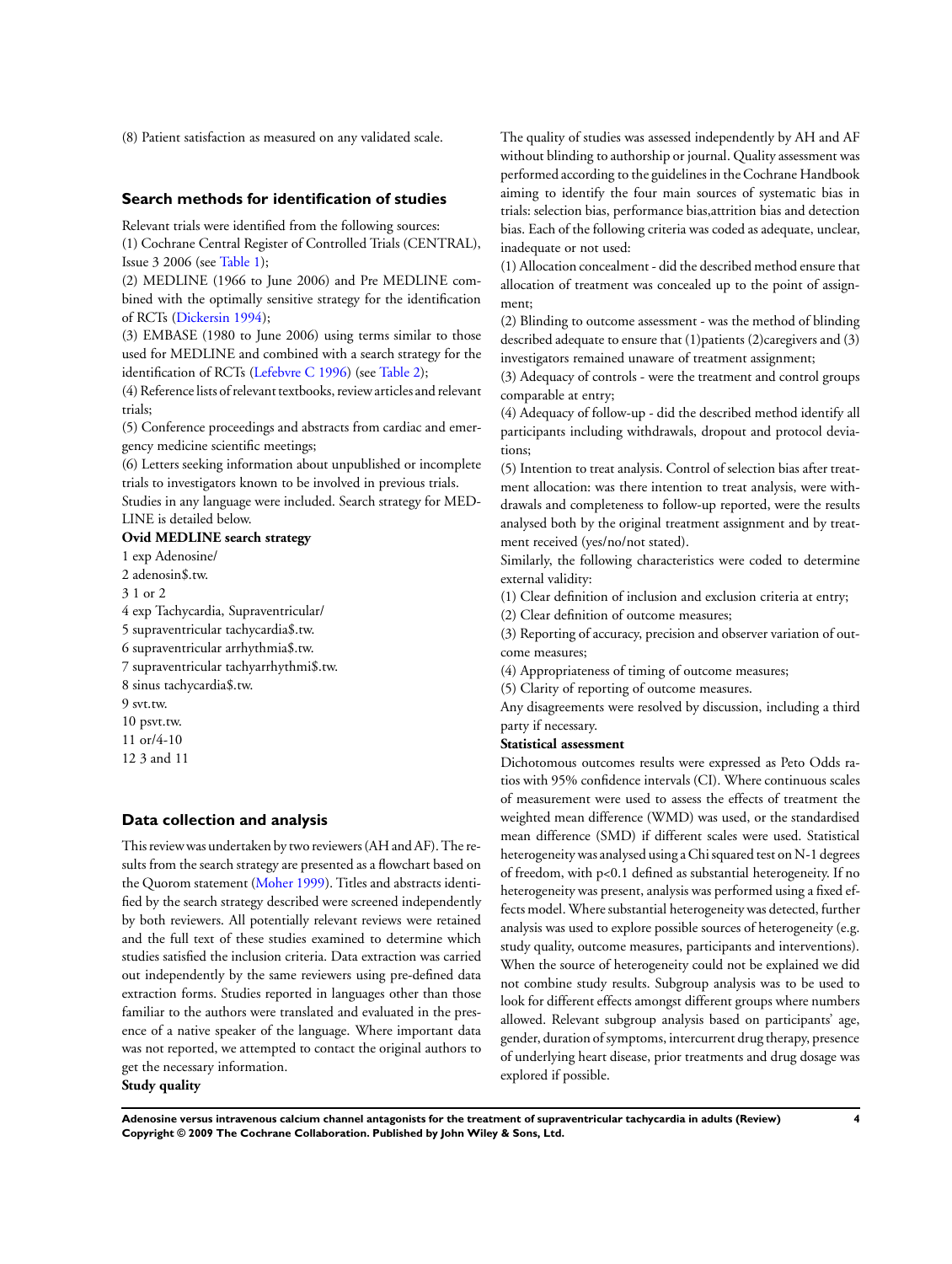(8) Patient satisfaction as measured on any validated scale.

## Search methods for identification of studies

Relevant trials were identified from the following sources:

(1) Cochrane Central Register of Controlled Trials (CENTRAL), Issue 3 2006 (see Table 1);

(2) MEDLINE (1966 to June 2006) and Pre MEDLINE combined with the optimally sensitive strategy for the identification of RCTs (Dickersin 1994);

(3) EMBASE (1980 to June 2006) using terms similar to those used for MEDLINE and combined with a search strategy for the identification of RCTs (Lefebvre C 1996) (see Table 2);

(4) Reference lists of relevant textbooks, review articles and relevant trials;

(5) Conference proceedings and abstracts from cardiac and emergency medicine scientific meetings;

(6) Letters seeking information about unpublished or incomplete trials to investigators known to be involved in previous trials.

Studies in any language were included. Search strategy for MEDLINE is detailed below.

**Ovid MEDLINE search strategy**

1 exp Adenosine/

2 adenosin$.tw.

3 1 or 2

4 exp Tachycardia, Supraventricular/

5 supraventricular tachycardia$.tw.

6 supraventricular arrhythmia$.tw.

7 supraventricular tachyarrhythmi$.tw.

8 sinus tachycardia$.tw.

9 svt.tw.

10 psvt.tw.

11 or/4-10

12 3 and 11

## Data collection and analysis

This review was undertaken by two reviewers (AH and AF). The results from the search strategy are presented as a flowchart based on the Quorom statement (Moher 1999). Titles and abstracts identified by the search strategy described were screened independently by both reviewers. All potentially relevant reviews were retained and the full text of these studies examined to determine which studies satisfied the inclusion criteria. Data extraction was carried out independently by the same reviewers using pre-defined data extraction forms. Studies reported in languages other than those familiar to the authors were translated and evaluated in the presence of a native speaker of the language. Where important data was not reported, we attempted to contact the original authors to get the necessary information.

**Study quality**

The quality of studies was assessed independently by AH and AF without blinding to authorship or journal. Quality assessment was performed according to the guidelines in the Cochrane Handbook aiming to identify the four main sources of systematic bias in trials: selection bias, performance bias,attrition bias and detection bias. Each of the following criteria was coded as adequate, unclear, inadequate or not used:

(1) Allocation concealment - did the described method ensure that allocation of treatment was concealed up to the point of assignment;

(2) Blinding to outcome assessment - was the method of blinding described adequate to ensure that (1)patients (2)caregivers and (3) investigators remained unaware of treatment assignment;

(3) Adequacy of controls - were the treatment and control groups comparable at entry;

(4) Adequacy of follow-up - did the described method identify all participants including withdrawals, dropout and protocol deviations;

(5) Intention to treat analysis. Control of selection bias after treatment allocation: was there intention to treat analysis, were withdrawals and completeness to follow-up reported, were the results analysed both by the original treatment assignment and by treatment received (yes/no/not stated).

Similarly, the following characteristics were coded to determine external validity:

(1) Clear definition of inclusion and exclusion criteria at entry;

(2) Clear definition of outcome measures;

(3) Reporting of accuracy, precision and observer variation of outcome measures;

(4) Appropriateness of timing of outcome measures;

(5) Clarity of reporting of outcome measures.

Any disagreements were resolved by discussion, including a third party if necessary.

**Statistical assessment**

Dichotomous outcomes results were expressed as Peto Odds ratios with 95% confidence intervals (CI). Where continuous scales of measurement were used to assess the effects of treatment the weighted mean difference (WMD) was used, or the standardised mean difference (SMD) if different scales were used. Statistical heterogeneity was analysed using a Chi squared test on N-1 degrees of freedom, with $p<0.1$ defined as substantial heterogeneity. If no heterogeneity was present, analysis was performed using a fixed effects model. Where substantial heterogeneity was detected, further analysis was used to explore possible sources of heterogeneity (e.g. study quality, outcome measures, participants and interventions). When the source of heterogeneity could not be explained we did not combine study results. Subgroup analysis was to be used to look for different effects amongst different groups where numbers allowed. Relevant subgroup analysis based on participants' age, gender, duration of symptoms, intercurrent drug therapy, presence of underlying heart disease, prior treatments and drug dosage was explored if possible.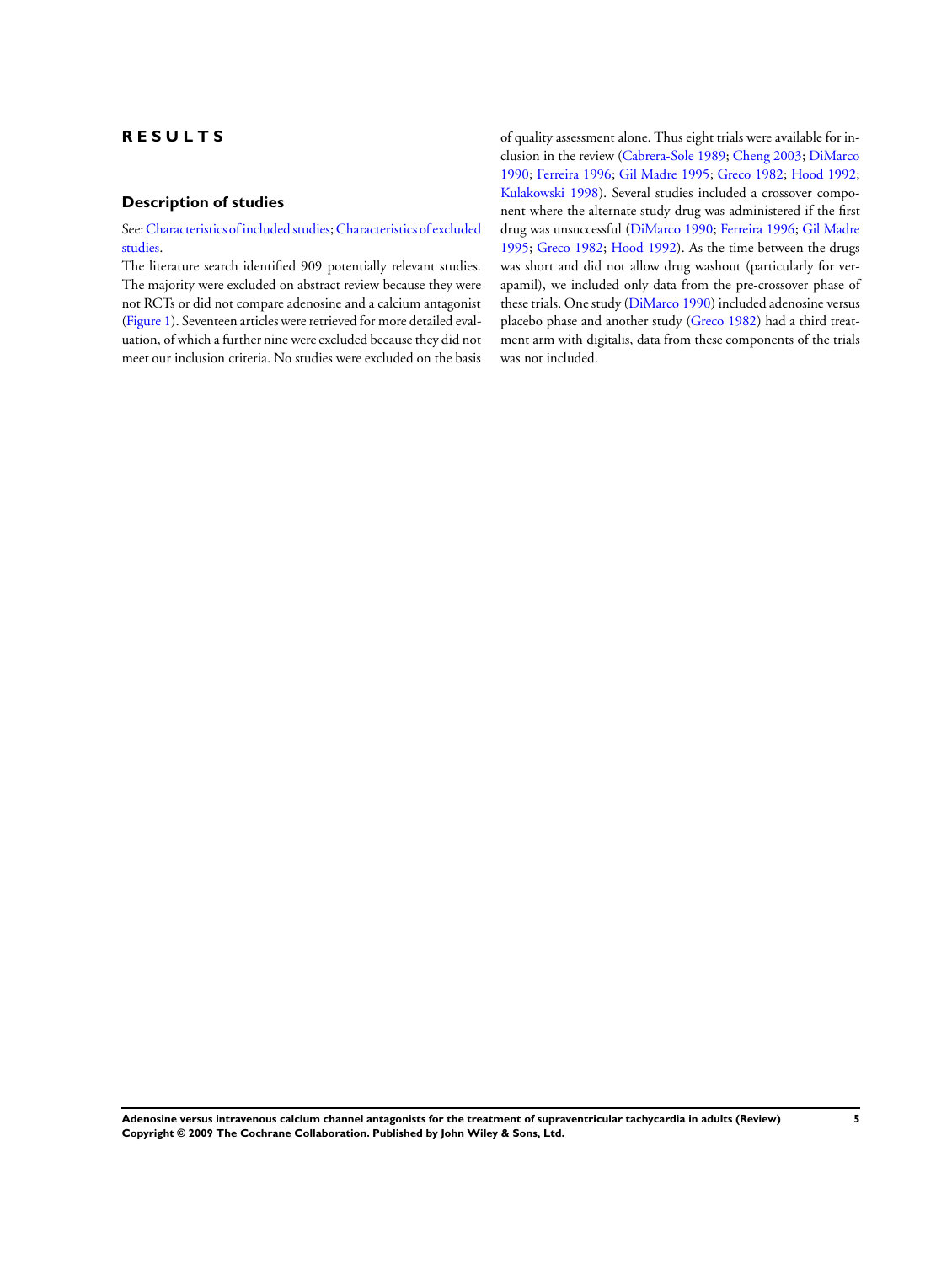# RESULTS

## Description of studies

See: Characteristics of included studies; Characteristics of excluded studies.

The literature search identified 909 potentially relevant studies. The majority were excluded on abstract review because they were not RCTs or did not compare adenosine and a calcium antagonist (Figure 1). Seventeen articles were retrieved for more detailed evaluation, of which a further nine were excluded because they did not meet our inclusion criteria. No studies were excluded on the basis of quality assessment alone. Thus eight trials were available for inclusion in the review (Cabrera-Sole 1989; Cheng 2003; DiMarco 1990; Ferreira 1996; Gil Madre 1995; Greco 1982; Hood 1992; Kulakowski 1998). Several studies included a crossover component where the alternate study drug was administered if the first drug was unsuccessful (DiMarco 1990; Ferreira 1996; Gil Madre 1995; Greco 1982; Hood 1992). As the time between the drugs was short and did not allow drug washout (particularly for verapamil), we included only data from the pre-crossover phase of these trials. One study (DiMarco 1990) included adenosine versus placebo phase and another study (Greco 1982) had a third treatment arm with digitalis, data from these components of the trials was not included.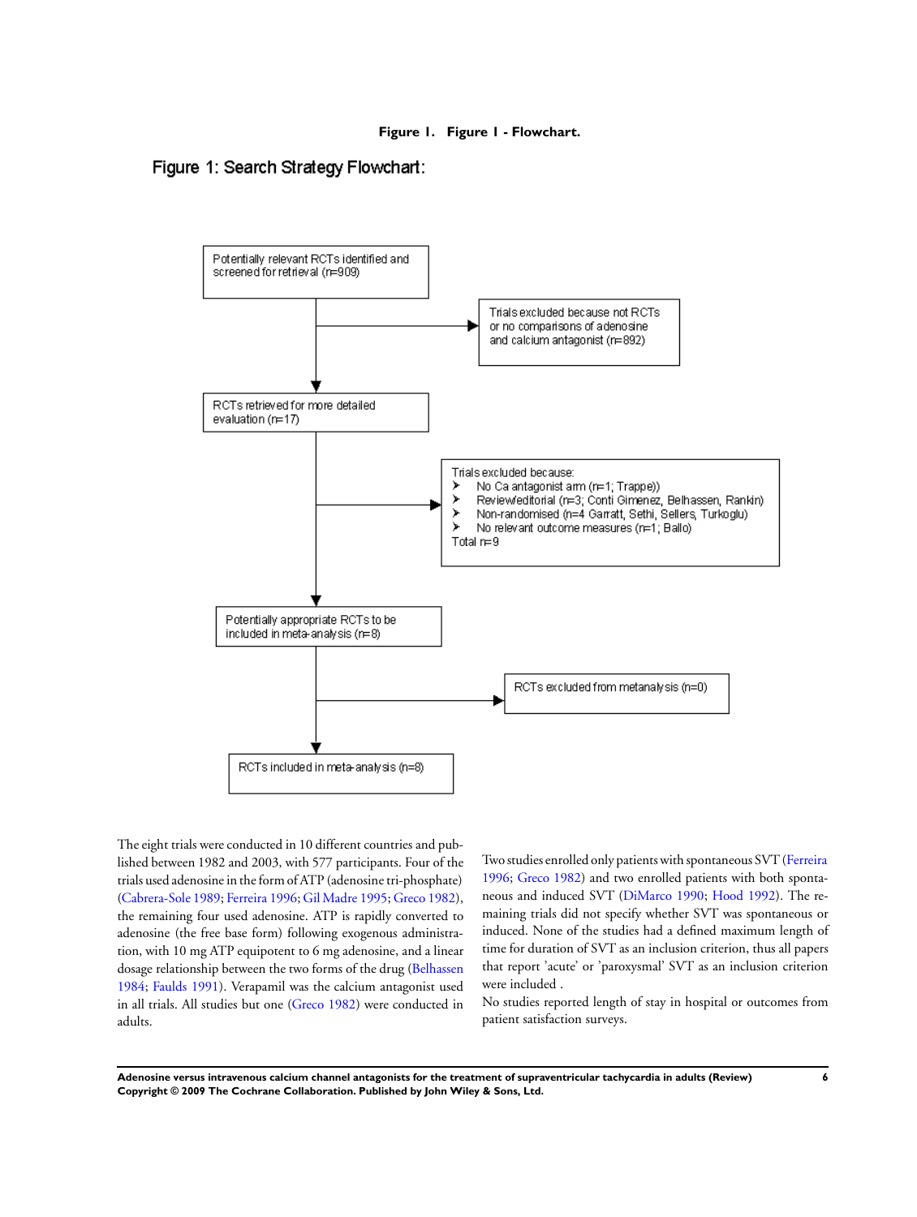**Figure 1. Figure 1 - Flowchart.**

Figure 1: Search Strategy Flowchart:

Potentially relevant RCTs identified and screened for retrieval (n=909)

Trials excluded because not RCTs or no comparisons of adenosine and calcium antagonist (n=892)

RCTs retrieved for more detailed evaluation (n=17)

Trials excluded because:
- No Ca antagonist arm (n=1; Trappe))
- Review/editorial (n=3; Conti Gimenez, Belhassen, Rankin)
- Non-randomised (n=4 Garratt, Sethi, Sellers, Turkoglu)
- No relevant outcome measures (n=1; Ballo)

Total n=9

Potentially appropriate RCTs to be included in meta-analysis (n=8)

RCTs excluded from metanalysis (n=0)

RCTs included in meta-analysis (n=8)

The eight trials were conducted in 10 different countries and published between 1982 and 2003, with 577 participants. Four of the trials used adenosine in the form of ATP (adenosine tri-phosphate) (Cabrera-Sole 1989; Ferreira 1996; Gil Madre 1995; Greco 1982), the remaining four used adenosine. ATP is rapidly converted to adenosine (the free base form) following exogenous administration, with 10 mg ATP equipotent to 6 mg adenosine, and a linear dosage relationship between the two forms of the drug (Belhassen 1984; Faulds 1991). Verapamil was the calcium antagonist used in all trials. All studies but one (Greco 1982) were conducted in adults.

Two studies enrolled only patients with spontaneous SVT (Ferreira 1996; Greco 1982) and two enrolled patients with both spontaneous and induced SVT (DiMarco 1990; Hood 1992). The remaining trials did not specify whether SVT was spontaneous or induced. None of the studies had a defined maximum length of time for duration of SVT as an inclusion criterion, thus all papers that report 'acute' or 'paroxysmal' SVT as an inclusion criterion were included .

No studies reported length of stay in hospital or outcomes from patient satisfaction surveys.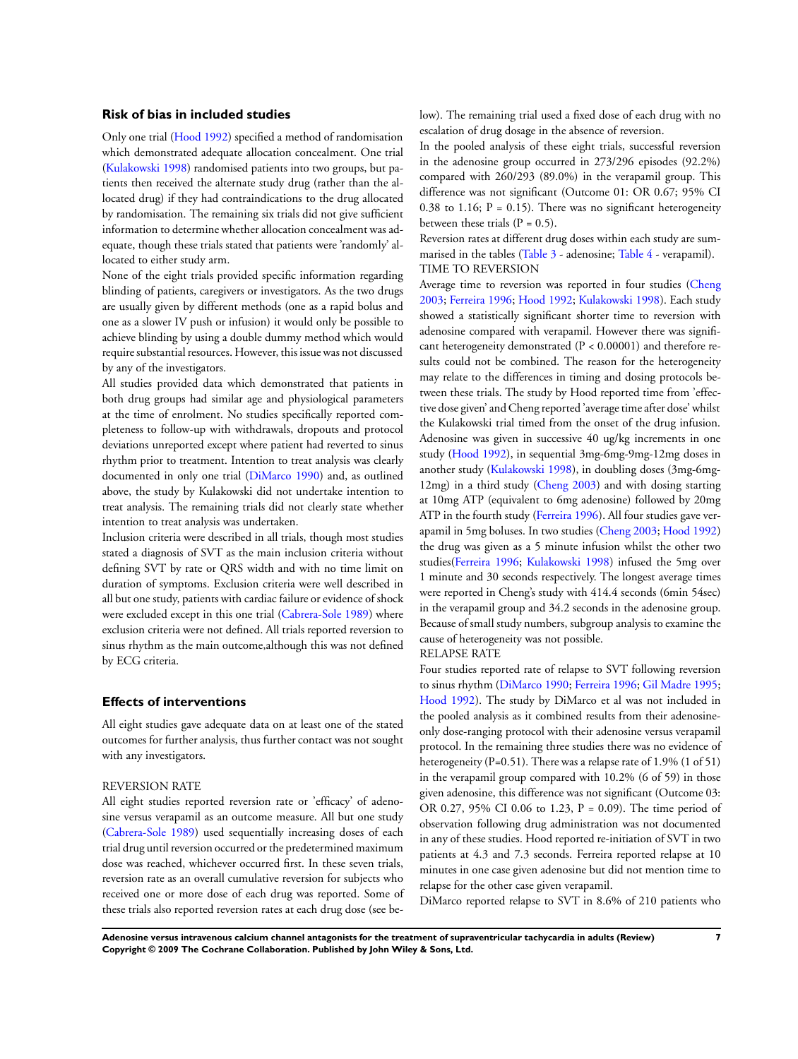### Risk of bias in included studies

Only one trial (Hood 1992) specified a method of randomisation which demonstrated adequate allocation concealment. One trial (Kulakowski 1998) randomised patients into two groups, but patients then received the alternate study drug (rather than the allocated drug) if they had contraindications to the drug allocated by randomisation. The remaining six trials did not give sufficient information to determine whether allocation concealment was adequate, though these trials stated that patients were 'randomly' allocated to either study arm.

None of the eight trials provided specific information regarding blinding of patients, caregivers or investigators. As the two drugs are usually given by different methods (one as a rapid bolus and one as a slower IV push or infusion) it would only be possible to achieve blinding by using a double dummy method which would require substantial resources. However, this issue was not discussed by any of the investigators.

All studies provided data which demonstrated that patients in both drug groups had similar age and physiological parameters at the time of enrolment. No studies specifically reported completeness to follow-up with withdrawals, dropouts and protocol deviations unreported except where patient had reverted to sinus rhythm prior to treatment. Intention to treat analysis was clearly documented in only one trial (DiMarco 1990) and, as outlined above, the study by Kulakowski did not undertake intention to treat analysis. The remaining trials did not clearly state whether intention to treat analysis was undertaken.

Inclusion criteria were described in all trials, though most studies stated a diagnosis of SVT as the main inclusion criteria without defining SVT by rate or QRS width and with no time limit on duration of symptoms. Exclusion criteria were well described in all but one study, patients with cardiac failure or evidence of shock were excluded except in this one trial (Cabrera-Sole 1989) where exclusion criteria were not defined. All trials reported reversion to sinus rhythm as the main outcome,although this was not defined by ECG criteria.

### Effects of interventions

All eight studies gave adequate data on at least one of the stated outcomes for further analysis, thus further contact was not sought with any investigators.

REVERSION RATE

All eight studies reported reversion rate or 'efficacy' of adenosine versus verapamil as an outcome measure. All but one study (Cabrera-Sole 1989) used sequentially increasing doses of each trial drug until reversion occurred or the predetermined maximum dose was reached, whichever occurred first. In these seven trials, reversion rate as an overall cumulative reversion for subjects who received one or more dose of each drug was reported. Some of these trials also reported reversion rates at each drug dose (see below). The remaining trial used a fixed dose of each drug with no escalation of drug dosage in the absence of reversion.

In the pooled analysis of these eight trials, successful reversion in the adenosine group occurred in 273/296 episodes (92.2%) compared with 260/293 (89.0%) in the verapamil group. This difference was not significant (Outcome 01: OR 0.67; 95% CI 0.38 to 1.16; P = 0.15). There was no significant heterogeneity between these trials (P = 0.5).

Reversion rates at different drug doses within each study are summarised in the tables (Table 3 - adenosine; Table 4 - verapamil).

TIME TO REVERSION

Average time to reversion was reported in four studies (Cheng 2003; Ferreira 1996; Hood 1992; Kulakowski 1998). Each study showed a statistically significant shorter time to reversion with adenosine compared with verapamil. However there was significant heterogeneity demonstrated (P < 0.00001) and therefore results could not be combined. The reason for the heterogeneity may relate to the differences in timing and dosing protocols between these trials. The study by Hood reported time from 'effective dose given' and Cheng reported 'average time after dose' whilst the Kulakowski trial timed from the onset of the drug infusion. Adenosine was given in successive 40 ug/kg increments in one study (Hood 1992), in sequential 3mg-6mg-9mg-12mg doses in another study (Kulakowski 1998), in doubling doses (3mg-6mg-12mg) in a third study (Cheng 2003) and with dosing starting at 10mg ATP (equivalent to 6mg adenosine) followed by 20mg ATP in the fourth study (Ferreira 1996). All four studies gave verapamil in 5mg boluses. In two studies (Cheng 2003; Hood 1992) the drug was given as a 5 minute infusion whilst the other two studies(Ferreira 1996; Kulakowski 1998) infused the 5mg over 1 minute and 30 seconds respectively. The longest average times were reported in Cheng's study with 414.4 seconds (6min 54sec) in the verapamil group and 34.2 seconds in the adenosine group. Because of small study numbers, subgroup analysis to examine the cause of heterogeneity was not possible.

RELAPSE RATE

Four studies reported rate of relapse to SVT following reversion to sinus rhythm (DiMarco 1990; Ferreira 1996; Gil Madre 1995; Hood 1992). The study by DiMarco et al was not included in the pooled analysis as it combined results from their adenosine-only dose-ranging protocol with their adenosine versus verapamil protocol. In the remaining three studies there was no evidence of heterogeneity (P=0.51). There was a relapse rate of 1.9% (1 of 51) in the verapamil group compared with 10.2% (6 of 59) in those given adenosine, this difference was not significant (Outcome 03: OR 0.27, 95% CI 0.06 to 1.23, P = 0.09). The time period of observation following drug administration was not documented in any of these studies. Hood reported re-initiation of SVT in two patients at 4.3 and 7.3 seconds. Ferreira reported relapse at 10 minutes in one case given adenosine but did not mention time to relapse for the other case given verapamil.

DiMarco reported relapse to SVT in 8.6% of 210 patients who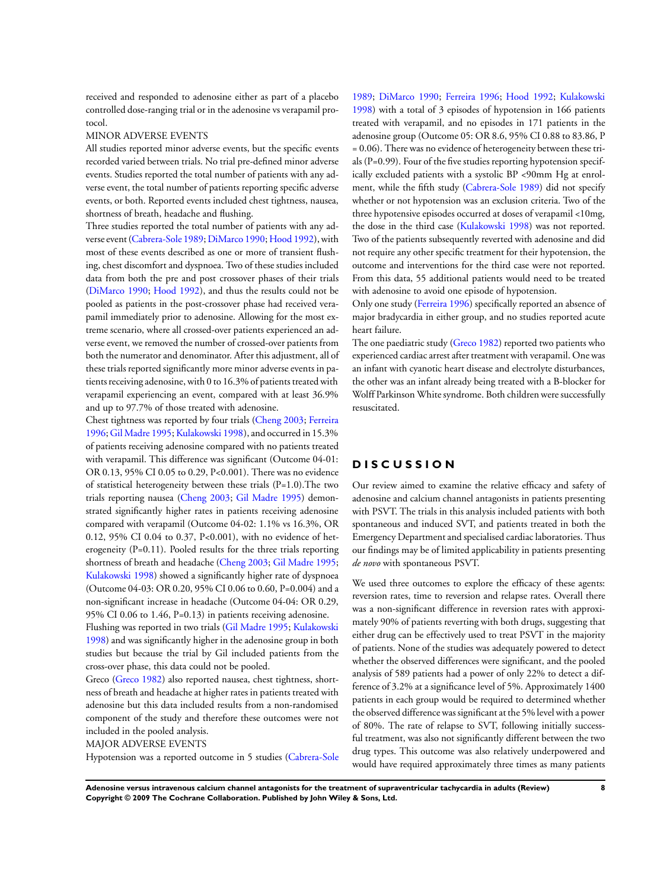received and responded to adenosine either as part of a placebo controlled dose-ranging trial or in the adenosine vs verapamil protocol.

MINOR ADVERSE EVENTS

All studies reported minor adverse events, but the specific events recorded varied between trials. No trial pre-defined minor adverse events. Studies reported the total number of patients with any adverse event, the total number of patients reporting specific adverse events, or both. Reported events included chest tightness, nausea, shortness of breath, headache and flushing.

Three studies reported the total number of patients with any adverse event (Cabrera-Sole 1989; DiMarco 1990; Hood 1992), with most of these events described as one or more of transient flushing, chest discomfort and dyspnoea. Two of these studies included data from both the pre and post crossover phases of their trials (DiMarco 1990; Hood 1992), and thus the results could not be pooled as patients in the post-crossover phase had received verapamil immediately prior to adenosine. Allowing for the most extreme scenario, where all crossed-over patients experienced an adverse event, we removed the number of crossed-over patients from both the numerator and denominator. After this adjustment, all of these trials reported significantly more minor adverse events in patients receiving adenosine, with 0 to 16.3% of patients treated with verapamil experiencing an event, compared with at least 36.9% and up to 97.7% of those treated with adenosine.

Chest tightness was reported by four trials (Cheng 2003; Ferreira 1996; Gil Madre 1995; Kulakowski 1998), and occurred in 15.3% of patients receiving adenosine compared with no patients treated with verapamil. This difference was significant (Outcome 04-01: OR 0.13, 95% CI 0.05 to 0.29, P<0.001). There was no evidence of statistical heterogeneity between these trials (P=1.0).The two trials reporting nausea (Cheng 2003; Gil Madre 1995) demonstrated significantly higher rates in patients receiving adenosine compared with verapamil (Outcome 04-02: 1.1% vs 16.3%, OR 0.12, 95% CI 0.04 to 0.37, P<0.001), with no evidence of heterogeneity (P=0.11). Pooled results for the three trials reporting shortness of breath and headache (Cheng 2003; Gil Madre 1995; Kulakowski 1998) showed a significantly higher rate of dyspnoea (Outcome 04-03: OR 0.20, 95% CI 0.06 to 0.60, P=0.004) and a non-significant increase in headache (Outcome 04-04: OR 0.29, 95% CI 0.06 to 1.46, P=0.13) in patients receiving adenosine.

Flushing was reported in two trials (Gil Madre 1995; Kulakowski 1998) and was significantly higher in the adenosine group in both studies but because the trial by Gil included patients from the cross-over phase, this data could not be pooled.

Greco (Greco 1982) also reported nausea, chest tightness, shortness of breath and headache at higher rates in patients treated with adenosine but this data included results from a non-randomised component of the study and therefore these outcomes were not included in the pooled analysis.

MAJOR ADVERSE EVENTS

Hypotension was a reported outcome in 5 studies (Cabrera-Sole 1989; DiMarco 1990; Ferreira 1996; Hood 1992; Kulakowski 1998) with a total of 3 episodes of hypotension in 166 patients treated with verapamil, and no episodes in 171 patients in the adenosine group (Outcome 05: OR 8.6, 95% CI 0.88 to 83.86, P = 0.06). There was no evidence of heterogeneity between these trials (P=0.99). Four of the five studies reporting hypotension specifically excluded patients with a systolic BP <90mm Hg at enrolment, while the fifth study (Cabrera-Sole 1989) did not specify whether or not hypotension was an exclusion criteria. Two of the three hypotensive episodes occurred at doses of verapamil <10mg, the dose in the third case (Kulakowski 1998) was not reported. Two of the patients subsequently reverted with adenosine and did not require any other specific treatment for their hypotension, the outcome and interventions for the third case were not reported. From this data, 55 additional patients would need to be treated with adenosine to avoid one episode of hypotension.

Only one study (Ferreira 1996) specifically reported an absence of major bradycardia in either group, and no studies reported acute heart failure.

The one paediatric study (Greco 1982) reported two patients who experienced cardiac arrest after treatment with verapamil. One was an infant with cyanotic heart disease and electrolyte disturbances, the other was an infant already being treated with a B-blocker for Wolff Parkinson White syndrome. Both children were successfully resuscitated.

# DISCUSSION

Our review aimed to examine the relative efficacy and safety of adenosine and calcium channel antagonists in patients presenting with PSVT. The trials in this analysis included patients with both spontaneous and induced SVT, and patients treated in both the Emergency Department and specialised cardiac laboratories. Thus our findings may be of limited applicability in patients presenting *de novo* with spontaneous PSVT.

We used three outcomes to explore the efficacy of these agents: reversion rates, time to reversion and relapse rates. Overall there was a non-significant difference in reversion rates with approximately 90% of patients reverting with both drugs, suggesting that either drug can be effectively used to treat PSVT in the majority of patients. None of the studies was adequately powered to detect whether the observed differences were significant, and the pooled analysis of 589 patients had a power of only 22% to detect a difference of 3.2% at a significance level of 5%. Approximately 1400 patients in each group would be required to determined whether the observed difference was significant at the 5% level with a power of 80%. The rate of relapse to SVT, following initially successful treatment, was also not significantly different between the two drug types. This outcome was also relatively underpowered and would have required approximately three times as many patients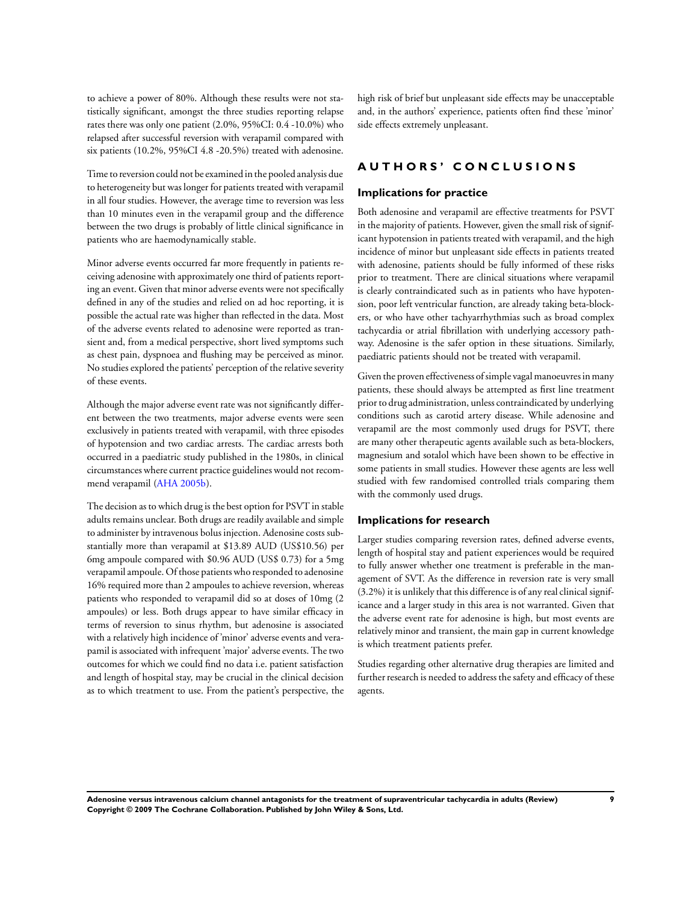to achieve a power of 80%. Although these results were not statistically significant, amongst the three studies reporting relapse rates there was only one patient (2.0%, 95%CI: 0.4 -10.0%) who relapsed after successful reversion with verapamil compared with six patients (10.2%, 95%CI 4.8 -20.5%) treated with adenosine.

Time to reversion could not be examined in the pooled analysis due to heterogeneity but was longer for patients treated with verapamil in all four studies. However, the average time to reversion was less than 10 minutes even in the verapamil group and the difference between the two drugs is probably of little clinical significance in patients who are haemodynamically stable.

Minor adverse events occurred far more frequently in patients receiving adenosine with approximately one third of patients reporting an event. Given that minor adverse events were not specifically defined in any of the studies and relied on ad hoc reporting, it is possible the actual rate was higher than reflected in the data. Most of the adverse events related to adenosine were reported as transient and, from a medical perspective, short lived symptoms such as chest pain, dyspnoea and flushing may be perceived as minor. No studies explored the patients' perception of the relative severity of these events.

Although the major adverse event rate was not significantly different between the two treatments, major adverse events were seen exclusively in patients treated with verapamil, with three episodes of hypotension and two cardiac arrests. The cardiac arrests both occurred in a paediatric study published in the 1980s, in clinical circumstances where current practice guidelines would not recommend verapamil (AHA 2005b).

The decision as to which drug is the best option for PSVT in stable adults remains unclear. Both drugs are readily available and simple to administer by intravenous bolus injection. Adenosine costs substantially more than verapamil at $13.89 AUD (US$10.56) per 6mg ampoule compared with $0.96 AUD (US$ 0.73) for a 5mg verapamil ampoule. Of those patients who responded to adenosine 16% required more than 2 ampoules to achieve reversion, whereas patients who responded to verapamil did so at doses of 10mg (2 ampoules) or less. Both drugs appear to have similar efficacy in terms of reversion to sinus rhythm, but adenosine is associated with a relatively high incidence of 'minor' adverse events and verapamil is associated with infrequent 'major' adverse events. The two outcomes for which we could find no data i.e. patient satisfaction and length of hospital stay, may be crucial in the clinical decision as to which treatment to use. From the patient's perspective, the high risk of brief but unpleasant side effects may be unacceptable and, in the authors' experience, patients often find these 'minor' side effects extremely unpleasant.

# AUTHORS' CONCLUSIONS

## Implications for practice

Both adenosine and verapamil are effective treatments for PSVT in the majority of patients. However, given the small risk of significant hypotension in patients treated with verapamil, and the high incidence of minor but unpleasant side effects in patients treated with adenosine, patients should be fully informed of these risks prior to treatment. There are clinical situations where verapamil is clearly contraindicated such as in patients who have hypotension, poor left ventricular function, are already taking beta-blockers, or who have other tachyarrhythmias such as broad complex tachycardia or atrial fibrillation with underlying accessory pathway. Adenosine is the safer option in these situations. Similarly, paediatric patients should not be treated with verapamil.

Given the proven effectiveness of simple vagal manoeuvres in many patients, these should always be attempted as first line treatment prior to drug administration, unless contraindicated by underlying conditions such as carotid artery disease. While adenosine and verapamil are the most commonly used drugs for PSVT, there are many other therapeutic agents available such as beta-blockers, magnesium and sotalol which have been shown to be effective in some patients in small studies. However these agents are less well studied with few randomised controlled trials comparing them with the commonly used drugs.

## Implications for research

Larger studies comparing reversion rates, defined adverse events, length of hospital stay and patient experiences would be required to fully answer whether one treatment is preferable in the management of SVT. As the difference in reversion rate is very small (3.2%) it is unlikely that this difference is of any real clinical significance and a larger study in this area is not warranted. Given that the adverse event rate for adenosine is high, but most events are relatively minor and transient, the main gap in current knowledge is which treatment patients prefer.

Studies regarding other alternative drug therapies are limited and further research is needed to address the safety and efficacy of these agents.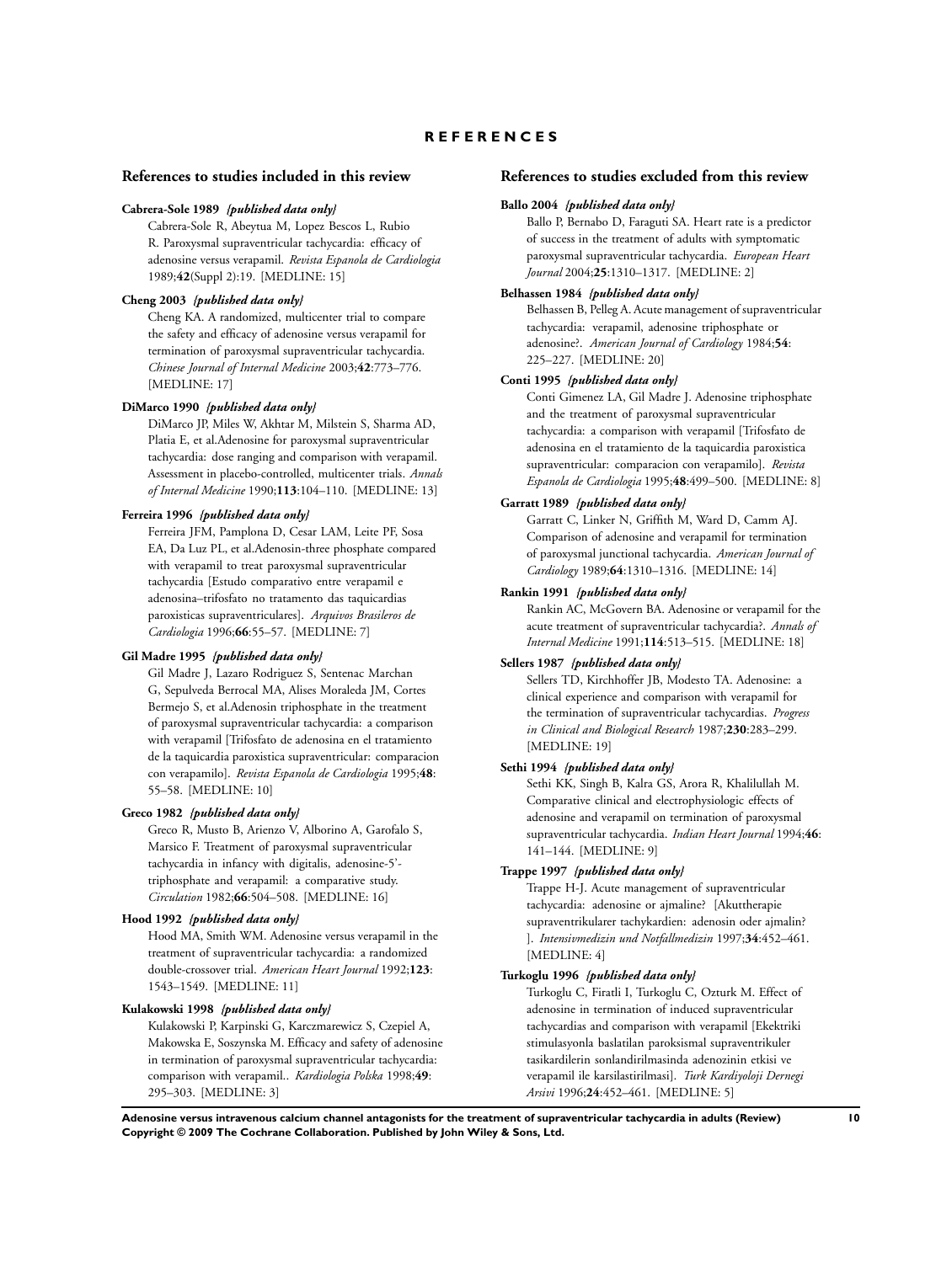# REFERENCES

## References to studies included in this review

**Cabrera-Sole 1989** *{published data only}*

Cabrera-Sole R, Abeytua M, Lopez Bescos L, Rubio R. Paroxysmal supraventricular tachycardia: efficacy of adenosine versus verapamil. *Revista Espanola de Cardiologia* 1989;**42**(Suppl 2):19. [MEDLINE: 15]

**Cheng 2003** *{published data only}*

Cheng KA. A randomized, multicenter trial to compare the safety and efficacy of adenosine versus verapamil for termination of paroxysmal supraventricular tachycardia. *Chinese Journal of Internal Medicine* 2003;**42**:773–776. [MEDLINE: 17]

**DiMarco 1990** *{published data only}*

DiMarco JP, Miles W, Akhtar M, Milstein S, Sharma AD, Platia E, et al.Adenosine for paroxysmal supraventricular tachycardia: dose ranging and comparison with verapamil. Assessment in placebo-controlled, multicenter trials. *Annals of Internal Medicine* 1990;**113**:104–110. [MEDLINE: 13]

**Ferreira 1996** *{published data only}*

Ferreira JFM, Pamplona D, Cesar LAM, Leite PF, Sosa EA, Da Luz PL, et al.Adenosin-three phosphate compared with verapamil to treat paroxysmal supraventricular tachycardia [Estudo comparativo entre verapamil e adenosina–trifosfato no tratamento das taquicardias paroxisticas supraventriculares]. *Arquivos Brasileros de Cardiologia* 1996;**66**:55–57. [MEDLINE: 7]

**Gil Madre 1995** *{published data only}*

Gil Madre J, Lazaro Rodriguez S, Sentenac Marchan G, Sepulveda Berrocal MA, Alises Moraleda JM, Cortes Bermejo S, et al.Adenosin triphosphate in the treatment of paroxysmal supraventricular tachycardia: a comparison with verapamil [Trifosfato de adenosina en el tratamiento de la taquicardia paroxistica supraventricular: comparacion con verapamilo]. *Revista Espanola de Cardiologia* 1995;**48**: 55–58. [MEDLINE: 10]

**Greco 1982** *{published data only}*

Greco R, Musto B, Arienzo V, Alborino A, Garofalo S, Marsico F. Treatment of paroxysmal supraventricular tachycardia in infancy with digitalis, adenosine-5'-triphosphate and verapamil: a comparative study. *Circulation* 1982;**66**:504–508. [MEDLINE: 16]

**Hood 1992** *{published data only}*

Hood MA, Smith WM. Adenosine versus verapamil in the treatment of supraventricular tachycardia: a randomized double-crossover trial. *American Heart Journal* 1992;**123**: 1543–1549. [MEDLINE: 11]

**Kulakowski 1998** *{published data only}*

Kulakowski P, Karpinski G, Karczmarewicz S, Czepiel A, Makowska E, Soszynska M. Efficacy and safety of adenosine in termination of paroxysmal supraventricular tachycardia: comparison with verapamil.. *Kardiologia Polska* 1998;**49**: 295–303. [MEDLINE: 3]

## References to studies excluded from this review

**Ballo 2004** *{published data only}*

Ballo P, Bernabo D, Faraguti SA. Heart rate is a predictor of success in the treatment of adults with symptomatic paroxysmal supraventricular tachycardia. *European Heart Journal* 2004;**25**:1310–1317. [MEDLINE: 2]

**Belhassen 1984** *{published data only}*

Belhassen B, Pelleg A. Acute management of supraventricular tachycardia: verapamil, adenosine triphosphate or adenosine?. *American Journal of Cardiology* 1984;**54**: 225–227. [MEDLINE: 20]

**Conti 1995** *{published data only}*

Conti Gimenez LA, Gil Madre J. Adenosine triphosphate and the treatment of paroxysmal supraventricular tachycardia: a comparison with verapamil [Trifosfato de adenosina en el tratamiento de la taquicardia paroxistica supraventricular: comparacion con verapamilo]. *Revista Espanola de Cardiologia* 1995;**48**:499–500. [MEDLINE: 8]

**Garratt 1989** *{published data only}*

Garratt C, Linker N, Griffith M, Ward D, Camm AJ. Comparison of adenosine and verapamil for termination of paroxysmal junctional tachycardia. *American Journal of Cardiology* 1989;**64**:1310–1316. [MEDLINE: 14]

**Rankin 1991** *{published data only}*

Rankin AC, McGovern BA. Adenosine or verapamil for the acute treatment of supraventricular tachycardia?. *Annals of Internal Medicine* 1991;**114**:513–515. [MEDLINE: 18]

**Sellers 1987** *{published data only}*

Sellers TD, Kirchhoffer JB, Modesto TA. Adenosine: a clinical experience and comparison with verapamil for the termination of supraventricular tachycardias. *Progress in Clinical and Biological Research* 1987;**230**:283–299. [MEDLINE: 19]

**Sethi 1994** *{published data only}*

Sethi KK, Singh B, Kalra GS, Arora R, Khalilullah M. Comparative clinical and electrophysiologic effects of adenosine and verapamil on termination of paroxysmal supraventricular tachycardia. *Indian Heart Journal* 1994;**46**: 141–144. [MEDLINE: 9]

**Trappe 1997** *{published data only}*

Trappe H-J. Acute management of supraventricular tachycardia: adenosine or ajmaline? [Akuttherapie supraventrikularer tachykardien: adenosin oder ajmalin? ]. *Intensivmedizin und Notfallmedizin* 1997;**34**:452–461. [MEDLINE: 4]

**Turkoglu 1996** *{published data only}*

Turkoglu C, Firatli I, Turkoglu C, Ozturk M. Effect of adenosine in termination of induced supraventricular tachycardias and comparison with verapamil [Ekektriki stimulasyonla baslatilan paroksismal supraventrikuler tasikardilerin sonlandirilmasinda adenozinin etkisi ve verapamil ile karsilastirilmasi]. *Turk Kardiyoloji Dernegi Arsivi* 1996;**24**:452–461. [MEDLINE: 5]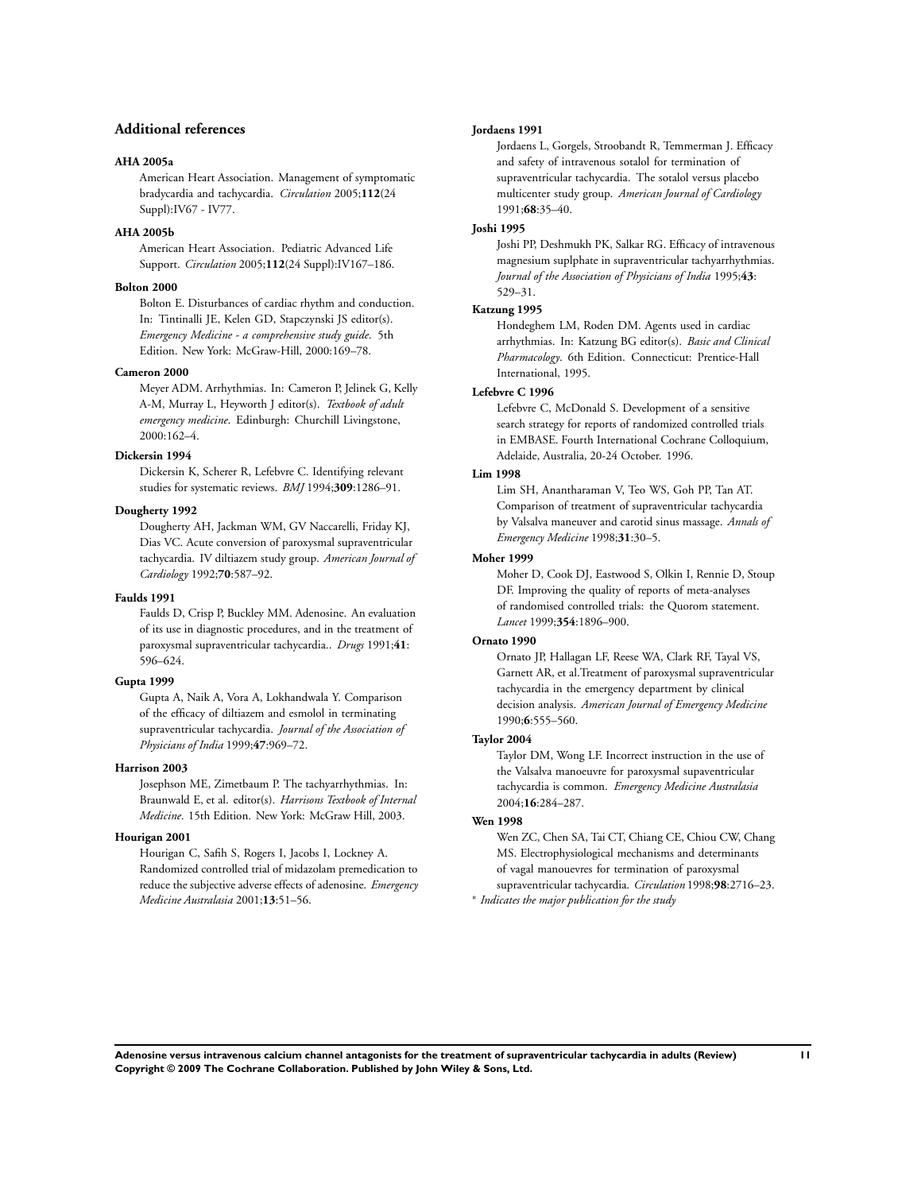## Additional references

**AHA 2005a**

American Heart Association. Management of symptomatic bradycardia and tachycardia. *Circulation* 2005;**112**(24 Suppl):IV67 - IV77.

**AHA 2005b**

American Heart Association. Pediatric Advanced Life Support. *Circulation* 2005;**112**(24 Suppl):IV167–186.

**Bolton 2000**

Bolton E. Disturbances of cardiac rhythm and conduction. In: Tintinalli JE, Kelen GD, Stapczynski JS editor(s). *Emergency Medicine - a comprehensive study guide*. 5th Edition. New York: McGraw-Hill, 2000:169–78.

**Cameron 2000**

Meyer ADM. Arrhythmias. In: Cameron P, Jelinek G, Kelly A-M, Murray L, Heyworth J editor(s). *Textbook of adult emergency medicine*. Edinburgh: Churchill Livingstone, 2000:162–4.

**Dickersin 1994**

Dickersin K, Scherer R, Lefebvre C. Identifying relevant studies for systematic reviews. *BMJ* 1994;**309**:1286–91.

**Dougherty 1992**

Dougherty AH, Jackman WM, GV Naccarelli, Friday KJ, Dias VC. Acute conversion of paroxysmal supraventricular tachycardia. IV diltiazem study group. *American Journal of Cardiology* 1992;**70**:587–92.

**Faulds 1991**

Faulds D, Crisp P, Buckley MM. Adenosine. An evaluation of its use in diagnostic procedures, and in the treatment of paroxysmal supraventricular tachycardia.. *Drugs* 1991;**41**: 596–624.

**Gupta 1999**

Gupta A, Naik A, Vora A, Lokhandwala Y. Comparison of the efficacy of diltiazem and esmolol in terminating supraventricular tachycardia. *Journal of the Association of Physicians of India* 1999;**47**:969–72.

**Harrison 2003**

Josephson ME, Zimetbaum P. The tachyarrhythmias. In: Braunwald E, et al. editor(s). *Harrisons Textbook of Internal Medicine*. 15th Edition. New York: McGraw Hill, 2003.

**Hourigan 2001**

Hourigan C, Safih S, Rogers I, Jacobs I, Lockney A. Randomized controlled trial of midazolam premedication to reduce the subjective adverse effects of adenosine. *Emergency Medicine Australasia* 2001;**13**:51–56.

**Jordaens 1991**

Jordaens L, Gorgels, Stroobandt R, Temmerman J. Efficacy and safety of intravenous sotalol for termination of supraventricular tachycardia. The sotalol versus placebo multicenter study group. *American Journal of Cardiology* 1991;**68**:35–40.

**Joshi 1995**

Joshi PP, Deshmukh PK, Salkar RG. Efficacy of intravenous magnesium suplphate in supraventricular tachyarrhythmias. *Journal of the Association of Physicians of India* 1995;**43**: 529–31.

**Katzung 1995**

Hondeghem LM, Roden DM. Agents used in cardiac arrhythmias. In: Katzung BG editor(s). *Basic and Clinical Pharmacology*. 6th Edition. Connecticut: Prentice-Hall International, 1995.

**Lefebvre C 1996**

Lefebvre C, McDonald S. Development of a sensitive search strategy for reports of randomized controlled trials in EMBASE. Fourth International Cochrane Colloquium, Adelaide, Australia, 20-24 October. 1996.

**Lim 1998**

Lim SH, Anantharaman V, Teo WS, Goh PP, Tan AT. Comparison of treatment of supraventricular tachycardia by Valsalva maneuver and carotid sinus massage. *Annals of Emergency Medicine* 1998;**31**:30–5.

**Moher 1999**

Moher D, Cook DJ, Eastwood S, Olkin I, Rennie D, Stoup DF. Improving the quality of reports of meta-analyses of randomised controlled trials: the Quorom statement. *Lancet* 1999;**354**:1896–900.

**Ornato 1990**

Ornato JP, Hallagan LF, Reese WA, Clark RF, Tayal VS, Garnett AR, et al.Treatment of paroxysmal supraventricular tachycardia in the emergency department by clinical decision analysis. *American Journal of Emergency Medicine* 1990;**6**:555–560.

**Taylor 2004**

Taylor DM, Wong LF. Incorrect instruction in the use of the Valsalva manoeuvre for paroxysmal supaventricular tachycardia is common. *Emergency Medicine Australasia* 2004;**16**:284–287.

**Wen 1998**

Wen ZC, Chen SA, Tai CT, Chiang CE, Chiou CW, Chang MS. Electrophysiological mechanisms and determinants of vagal manouevres for termination of paroxysmal supraventricular tachycardia. *Circulation* 1998;**98**:2716–23.

* *Indicates the major publication for the study*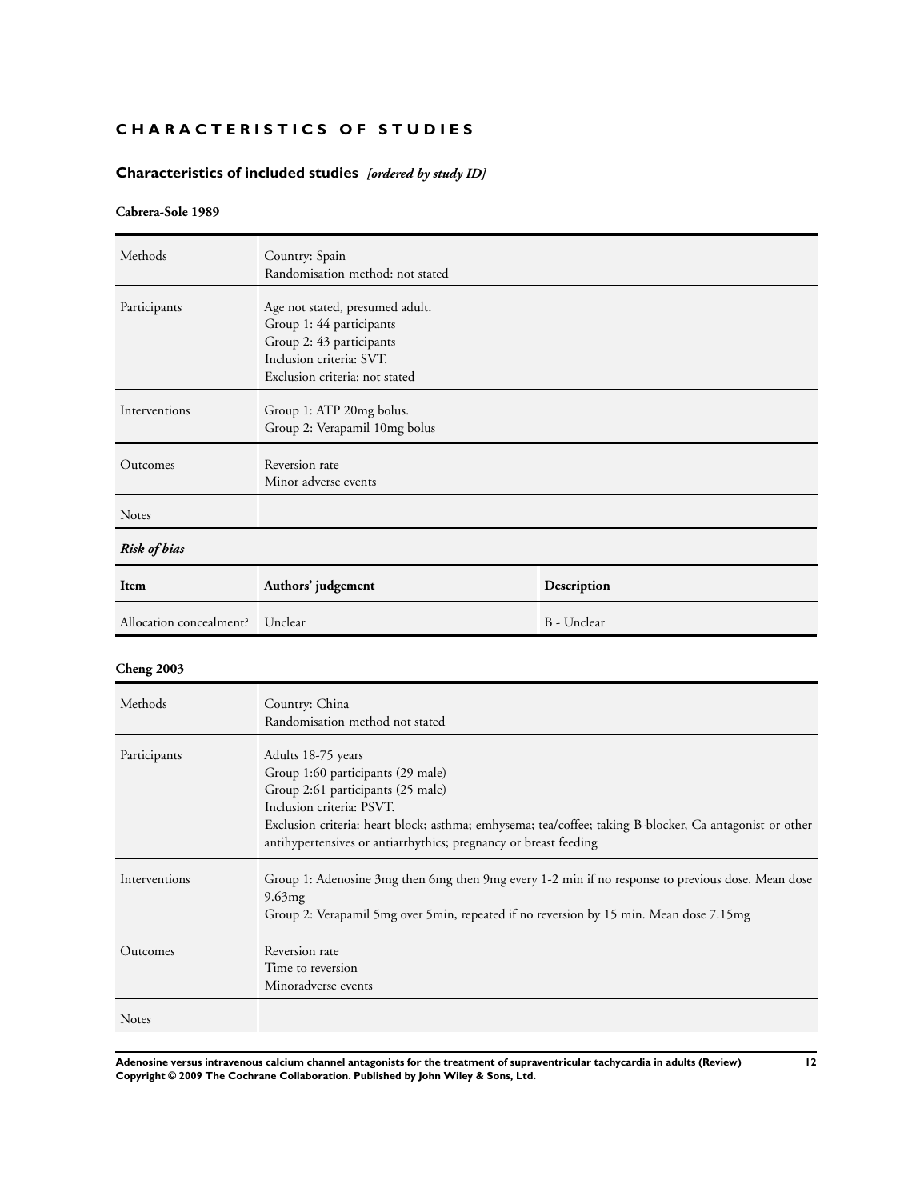# CHARACTERISTICS OF STUDIES

## Characteristics of included studies *[ordered by study ID]*

### Cabrera-Sole 1989

| | |
|---|---|
| Methods | Country: Spain<br>Randomisation method: not stated |
| Participants | Age not stated, presumed adult.<br>Group 1: 44 participants<br>Group 2: 43 participants<br>Inclusion criteria: SVT.<br>Exclusion criteria: not stated |
| Interventions | Group 1: ATP 20mg bolus.<br>Group 2: Verapamil 10mg bolus |
| Outcomes | Reversion rate<br>Minor adverse events |
| Notes | |

***Risk of bias***

| Item | Authors' judgement | Description |
|---|---|---|
| Allocation concealment? | Unclear | B - Unclear |

### Cheng 2003

| | |
|---|---|
| Methods | Country: China<br>Randomisation method not stated |
| Participants | Adults 18-75 years<br>Group 1:60 participants (29 male)<br>Group 2:61 participants (25 male)<br>Inclusion criteria: PSVT.<br>Exclusion criteria: heart block; asthma; emhysema; tea/coffee; taking B-blocker, Ca antagonist or other antihypertensives or antiarrhythics; pregnancy or breast feeding |
| Interventions | Group 1: Adenosine 3mg then 6mg then 9mg every 1-2 min if no response to previous dose. Mean dose 9.63mg<br>Group 2: Verapamil 5mg over 5min, repeated if no reversion by 15 min. Mean dose 7.15mg |
| Outcomes | Reversion rate<br>Time to reversion<br>Minoradverse events |
| Notes | |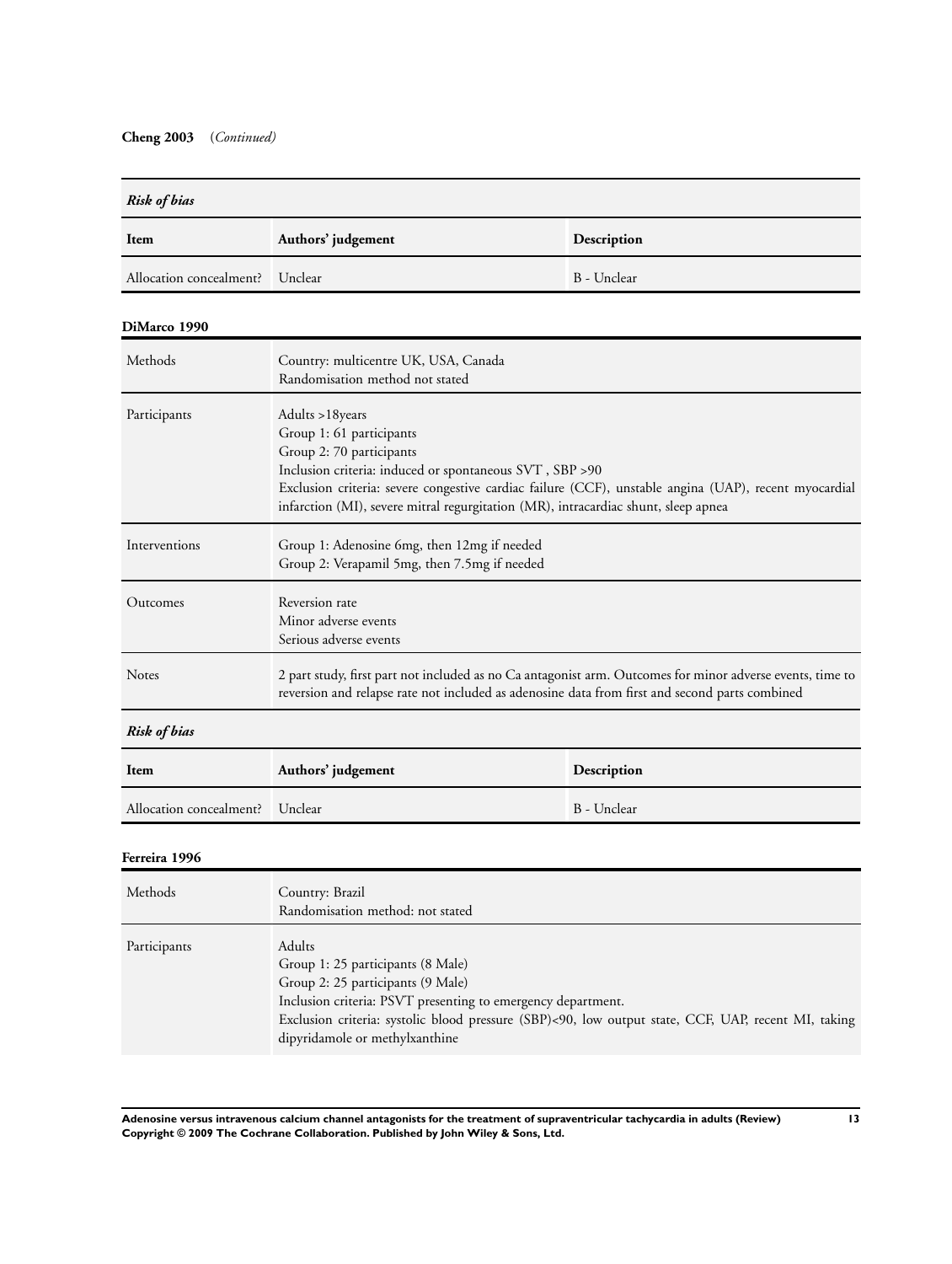**Cheng 2003** (*Continued*)

| *Risk of bias* | | |
|---|---|---|
| **Item** | **Authors' judgement** | **Description** |
| Allocation concealment? | Unclear | B - Unclear |

**DiMarco 1990**

| | |
|---|---|
| Methods | Country: multicentre UK, USA, Canada<br>Randomisation method not stated |
| Participants | Adults >18years<br>Group 1: 61 participants<br>Group 2: 70 participants<br>Inclusion criteria: induced or spontaneous SVT , SBP >90<br>Exclusion criteria: severe congestive cardiac failure (CCF), unstable angina (UAP), recent myocardial infarction (MI), severe mitral regurgitation (MR), intracardiac shunt, sleep apnea |
| Interventions | Group 1: Adenosine 6mg, then 12mg if needed<br>Group 2: Verapamil 5mg, then 7.5mg if needed |
| Outcomes | Reversion rate<br>Minor adverse events<br>Serious adverse events |
| Notes | 2 part study, first part not included as no Ca antagonist arm. Outcomes for minor adverse events, time to reversion and relapse rate not included as adenosine data from first and second parts combined |

| *Risk of bias* | | |
|---|---|---|
| **Item** | **Authors' judgement** | **Description** |
| Allocation concealment? | Unclear | B - Unclear |

**Ferreira 1996**

| | |
|---|---|
| Methods | Country: Brazil<br>Randomisation method: not stated |
| Participants | Adults<br>Group 1: 25 participants (8 Male)<br>Group 2: 25 participants (9 Male)<br>Inclusion criteria: PSVT presenting to emergency department.<br>Exclusion criteria: systolic blood pressure (SBP)<90, low output state, CCF, UAP, recent MI, taking dipyridamole or methylxanthine |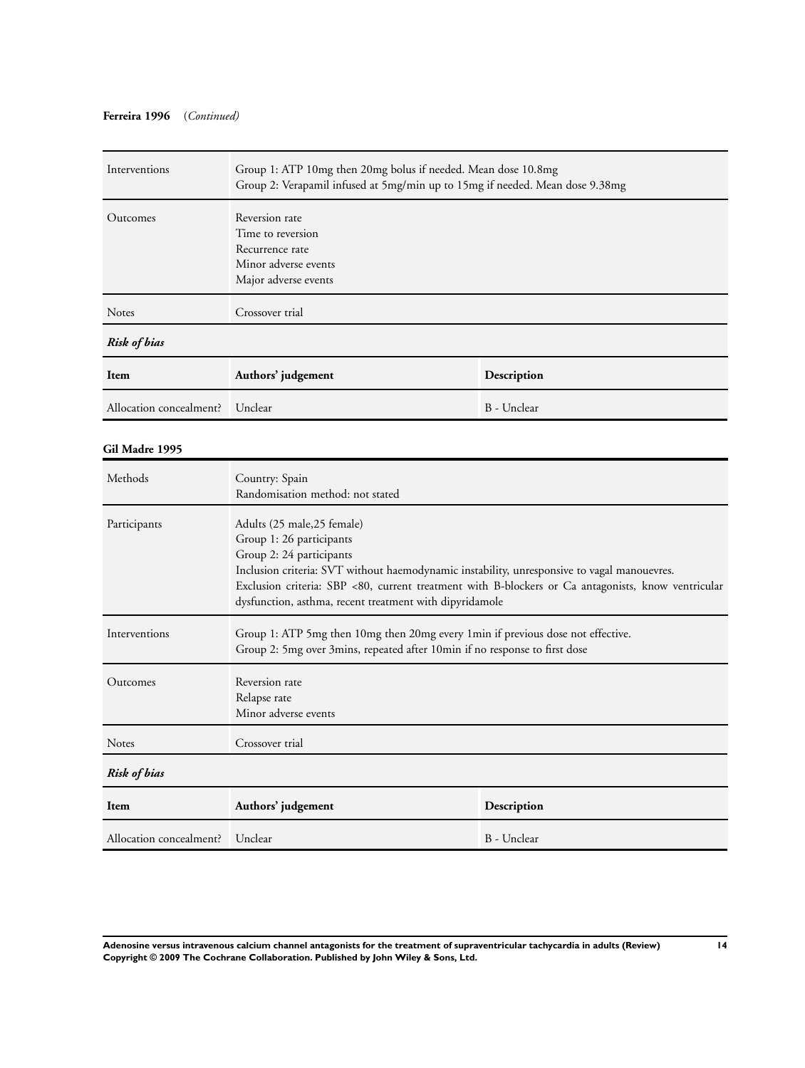**Ferreira 1996** (*Continued)*

| | |
|---|---|
| Interventions | Group 1: ATP 10mg then 20mg bolus if needed. Mean dose 10.8mg<br>Group 2: Verapamil infused at 5mg/min up to 15mg if needed. Mean dose 9.38mg |
| Outcomes | Reversion rate<br>Time to reversion<br>Recurrence rate<br>Minor adverse events<br>Major adverse events |
| Notes | Crossover trial |

***Risk of bias***

| Item | Authors' judgement | Description |
|---|---|---|
| Allocation concealment? | Unclear | B - Unclear |

**Gil Madre 1995**

| | |
|---|---|
| Methods | Country: Spain<br>Randomisation method: not stated |
| Participants | Adults (25 male,25 female)<br>Group 1: 26 participants<br>Group 2: 24 participants<br>Inclusion criteria: SVT without haemodynamic instability, unresponsive to vagal manouevres.<br>Exclusion criteria: SBP <80, current treatment with B-blockers or Ca antagonists, know ventricular dysfunction, asthma, recent treatment with dipyridamole |
| Interventions | Group 1: ATP 5mg then 10mg then 20mg every 1min if previous dose not effective.<br>Group 2: 5mg over 3mins, repeated after 10min if no response to first dose |
| Outcomes | Reversion rate<br>Relapse rate<br>Minor adverse events |
| Notes | Crossover trial |

***Risk of bias***

| Item | Authors' judgement | Description |
|---|---|---|
| Allocation concealment? | Unclear | B - Unclear |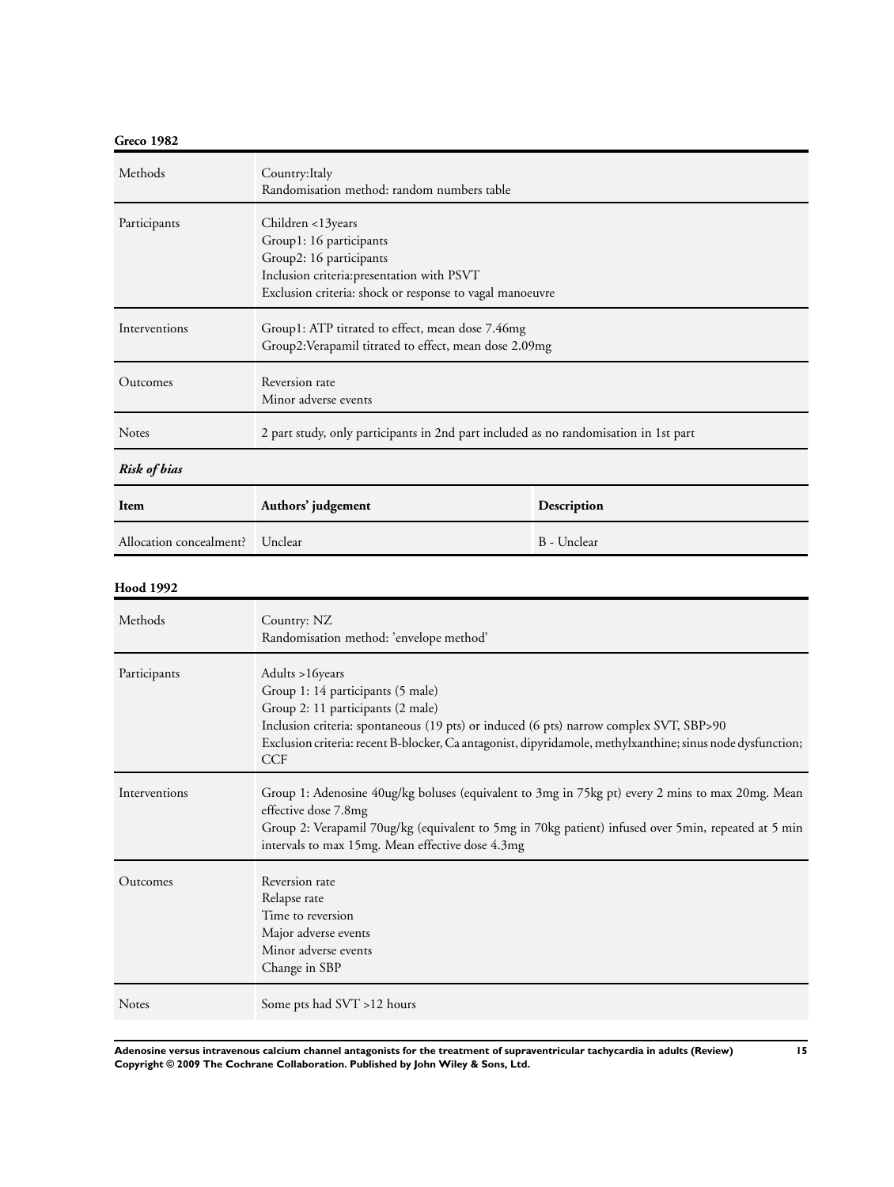**Greco 1982**

| Methods | Country:Italy<br>Randomisation method: random numbers table |
|---|---|
| Participants | Children <13years<br>Group1: 16 participants<br>Group2: 16 participants<br>Inclusion criteria:presentation with PSVT<br>Exclusion criteria: shock or response to vagal manoeuvre |
| Interventions | Group1: ATP titrated to effect, mean dose 7.46mg<br>Group2:Verapamil titrated to effect, mean dose 2.09mg |
| Outcomes | Reversion rate<br>Minor adverse events |
| Notes | 2 part study, only participants in 2nd part included as no randomisation in 1st part |

***Risk of bias***

| Item | Authors' judgement | Description |
|---|---|---|
| Allocation concealment? | Unclear | B - Unclear |

**Hood 1992**

| Methods | Country: NZ<br>Randomisation method: 'envelope method' |
|---|---|
| Participants | Adults >16years<br>Group 1: 14 participants (5 male)<br>Group 2: 11 participants (2 male)<br>Inclusion criteria: spontaneous (19 pts) or induced (6 pts) narrow complex SVT, SBP>90<br>Exclusion criteria: recent B-blocker, Ca antagonist, dipyridamole, methylxanthine; sinus node dysfunction; CCF |
| Interventions | Group 1: Adenosine 40ug/kg boluses (equivalent to 3mg in 75kg pt) every 2 mins to max 20mg. Mean effective dose 7.8mg<br>Group 2: Verapamil 70ug/kg (equivalent to 5mg in 70kg patient) infused over 5min, repeated at 5 min intervals to max 15mg. Mean effective dose 4.3mg |
| Outcomes | Reversion rate<br>Relapse rate<br>Time to reversion<br>Major adverse events<br>Minor adverse events<br>Change in SBP |
| Notes | Some pts had SVT >12 hours |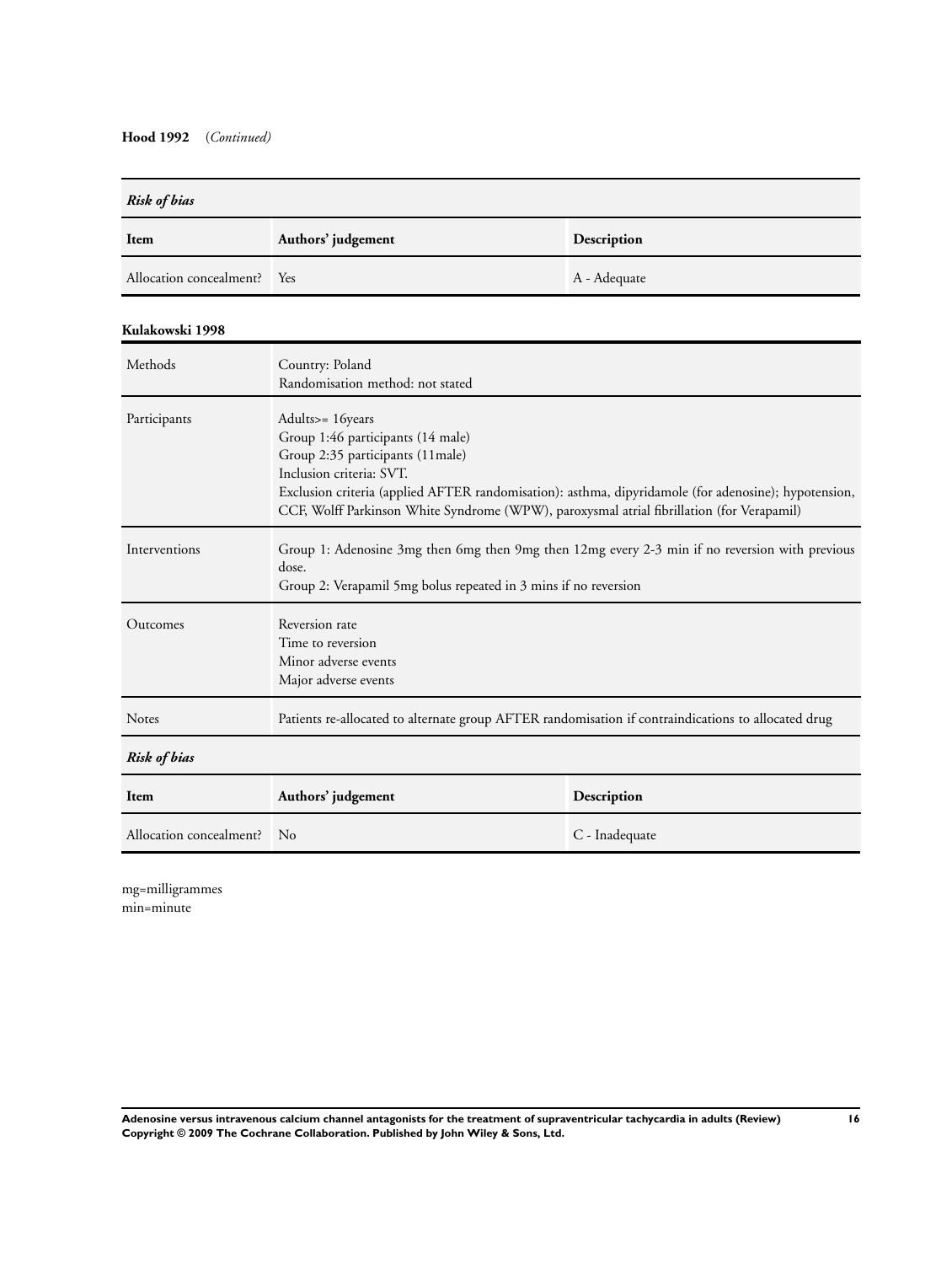**Hood 1992** (*Continued*)

| *Risk of bias* | | |
|---|---|---|
| **Item** | **Authors' judgement** | **Description** |
| Allocation concealment? | Yes | A - Adequate |

**Kulakowski 1998**

| | |
|---|---|
| Methods | Country: Poland<br>Randomisation method: not stated |
| Participants | Adults>= 16years<br>Group 1:46 participants (14 male)<br>Group 2:35 participants (11male)<br>Inclusion criteria: SVT.<br>Exclusion criteria (applied AFTER randomisation): asthma, dipyridamole (for adenosine); hypotension, CCF, Wolff Parkinson White Syndrome (WPW), paroxysmal atrial fibrillation (for Verapamil) |
| Interventions | Group 1: Adenosine 3mg then 6mg then 9mg then 12mg every 2-3 min if no reversion with previous dose.<br>Group 2: Verapamil 5mg bolus repeated in 3 mins if no reversion |
| Outcomes | Reversion rate<br>Time to reversion<br>Minor adverse events<br>Major adverse events |
| Notes | Patients re-allocated to alternate group AFTER randomisation if contraindications to allocated drug |

| *Risk of bias* | | |
|---|---|---|
| **Item** | **Authors' judgement** | **Description** |
| Allocation concealment? | No | C - Inadequate |

mg=milligrammes
min=minute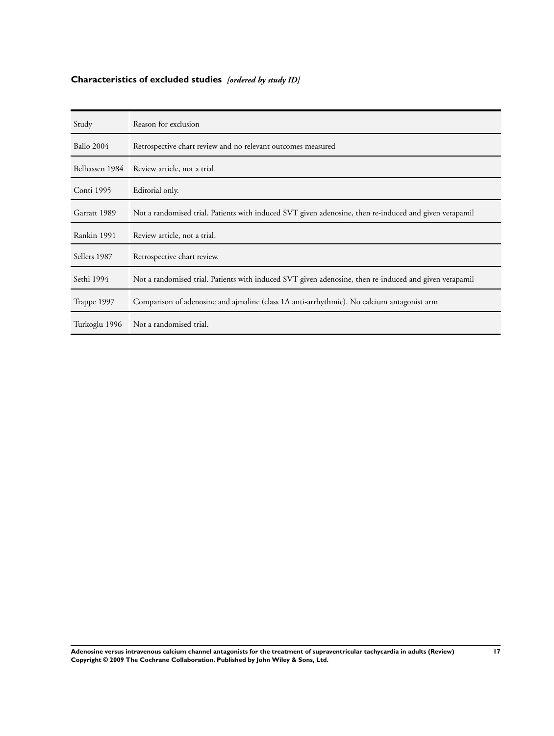### Characteristics of excluded studies *[ordered by study ID]*

| Study | Reason for exclusion |
| --- | --- |
| Ballo 2004 | Retrospective chart review and no relevant outcomes measured |
| Belhassen 1984 | Review article, not a trial. |
| Conti 1995 | Editorial only. |
| Garratt 1989 | Not a randomised trial. Patients with induced SVT given adenosine, then re-induced and given verapamil |
| Rankin 1991 | Review article, not a trial. |
| Sellers 1987 | Retrospective chart review. |
| Sethi 1994 | Not a randomised trial. Patients with induced SVT given adenosine, then re-induced and given verapamil |
| Trappe 1997 | Comparison of adenosine and ajmaline (class 1A anti-arrhythmic). No calcium antagonist arm |
| Turkoglu 1996 | Not a randomised trial. |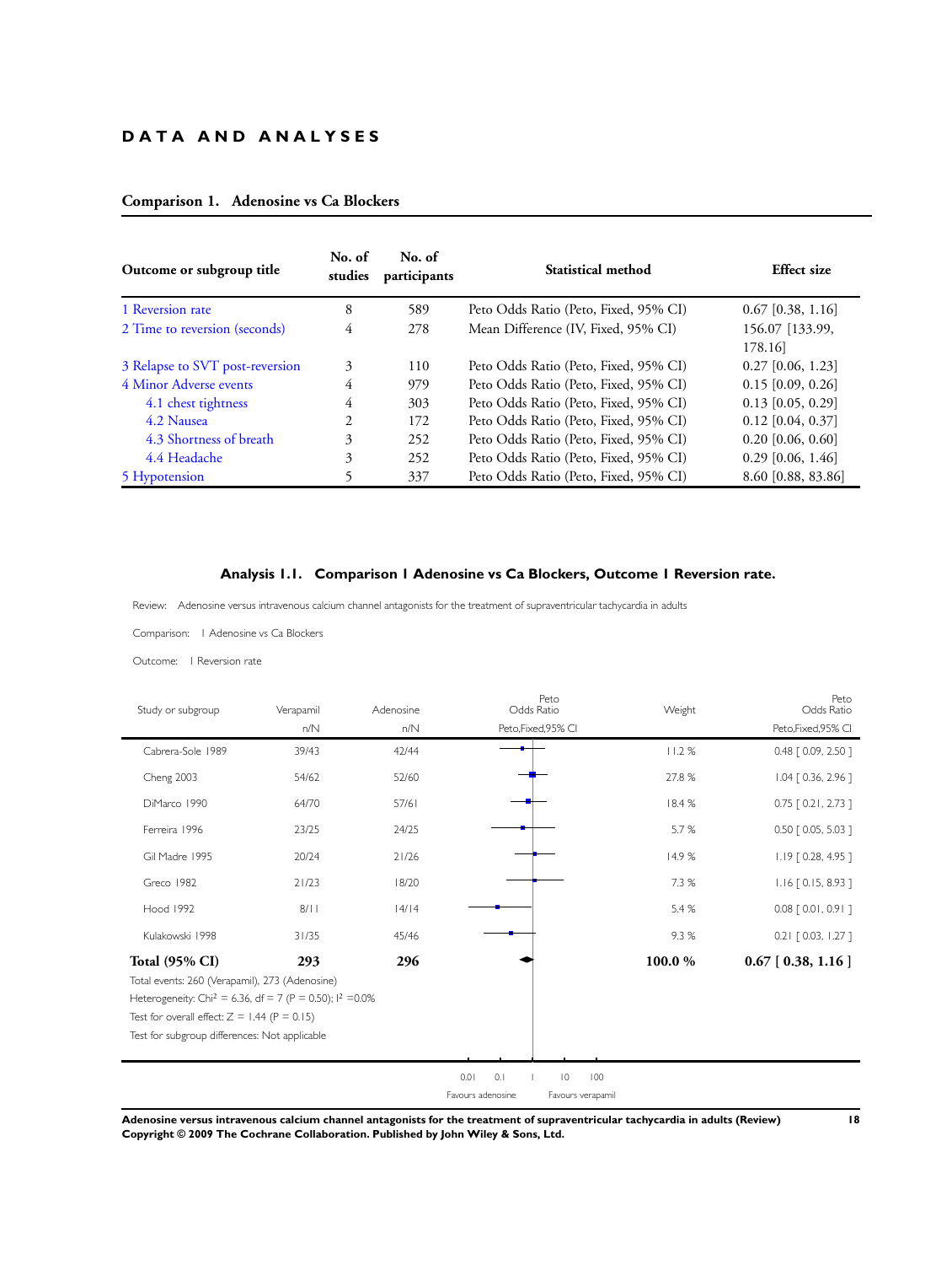# DATA AND ANALYSES

## Comparison 1. Adenosine vs Ca Blockers

| Outcome or subgroup title | No. of studies | No. of participants | Statistical method | Effect size |
|---|---|---|---|---|
| 1 Reversion rate | 8 | 589 | Peto Odds Ratio (Peto, Fixed, 95% CI) | 0.67 [0.38, 1.16] |
| 2 Time to reversion (seconds) | 4 | 278 | Mean Difference (IV, Fixed, 95% CI) | 156.07 [133.99, 178.16] |
| 3 Relapse to SVT post-reversion | 3 | 110 | Peto Odds Ratio (Peto, Fixed, 95% CI) | 0.27 [0.06, 1.23] |
| 4 Minor Adverse events | 4 | 979 | Peto Odds Ratio (Peto, Fixed, 95% CI) | 0.15 [0.09, 0.26] |
| 4.1 chest tightness | 4 | 303 | Peto Odds Ratio (Peto, Fixed, 95% CI) | 0.13 [0.05, 0.29] |
| 4.2 Nausea | 2 | 172 | Peto Odds Ratio (Peto, Fixed, 95% CI) | 0.12 [0.04, 0.37] |
| 4.3 Shortness of breath | 3 | 252 | Peto Odds Ratio (Peto, Fixed, 95% CI) | 0.20 [0.06, 0.60] |
| 4.4 Headache | 3 | 252 | Peto Odds Ratio (Peto, Fixed, 95% CI) | 0.29 [0.06, 1.46] |
| 5 Hypotension | 5 | 337 | Peto Odds Ratio (Peto, Fixed, 95% CI) | 8.60 [0.88, 83.86] |

### Analysis 1.1. Comparison 1 Adenosine vs Ca Blockers, Outcome 1 Reversion rate.

Review: Adenosine versus intravenous calcium channel antagonists for the treatment of supraventricular tachycardia in adults

Comparison: 1 Adenosine vs Ca Blockers

Outcome: 1 Reversion rate

| Study or subgroup | Verapamil n/N | Adenosine n/N | Weight | Peto Odds Ratio Peto,Fixed,95% CI |
|---|---|---|---|---|
| Cabrera-Sole 1989 | 39/43 | 42/44 | 11.2 % | 0.48 [ 0.09, 2.50 ] |
| Cheng 2003 | 54/62 | 52/60 | 27.8 % | 1.04 [ 0.36, 2.96 ] |
| DiMarco 1990 | 64/70 | 57/61 | 18.4 % | 0.75 [ 0.21, 2.73 ] |
| Ferreira 1996 | 23/25 | 24/25 | 5.7 % | 0.50 [ 0.05, 5.03 ] |
| Gil Madre 1995 | 20/24 | 21/26 | 14.9 % | 1.19 [ 0.28, 4.95 ] |
| Greco 1982 | 21/23 | 18/20 | 7.3 % | 1.16 [ 0.15, 8.93 ] |
| Hood 1992 | 8/11 | 14/14 | 5.4 % | 0.08 [ 0.01, 0.91 ] |
| Kulakowski 1998 | 31/35 | 45/46 | 9.3 % | 0.21 [ 0.03, 1.27 ] |
| **Total (95% CI)** | **293** | **296** | **100.0 %** | **0.67 [ 0.38, 1.16 ]** |

Total events: 260 (Verapamil), 273 (Adenosine)

Heterogeneity: $Chi^2 = 6.36$, df = 7 (P = 0.50); $I^2 = 0.0\%$

Test for overall effect: Z = 1.44 (P = 0.15)

Test for subgroup differences: Not applicable

0.01 0.1 1 10 100

Favours adenosine Favours verapamil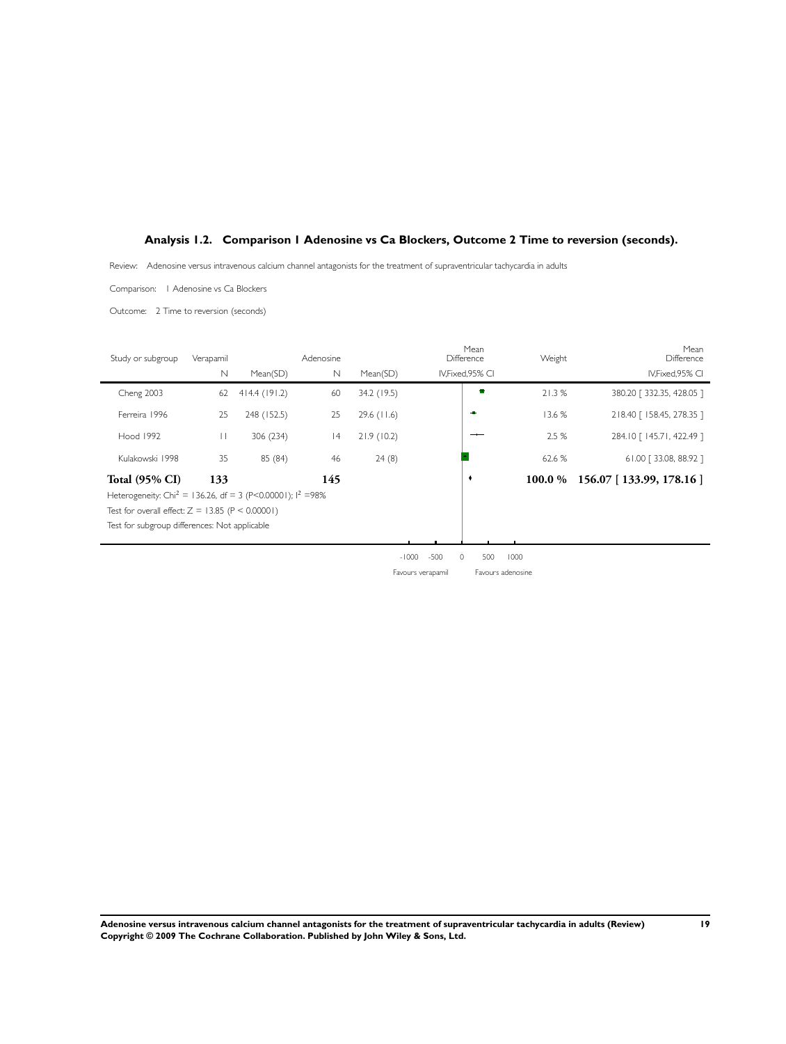### Analysis 1.2. Comparison 1 Adenosine vs Ca Blockers, Outcome 2 Time to reversion (seconds).

Review: Adenosine versus intravenous calcium channel antagonists for the treatment of supraventricular tachycardia in adults

Comparison: 1 Adenosine vs Ca Blockers

Outcome: 2 Time to reversion (seconds)

| Study or subgroup | Verapamil N | Verapamil Mean(SD) | Adenosine N | Adenosine Mean(SD) | Mean Difference IV,Fixed,95% CI | Weight | Mean Difference IV,Fixed,95% CI |
|---|---|---|---|---|---|---|---|
| Cheng 2003 | 62 | 414.4 (191.2) | 60 | 34.2 (19.5) | | 21.3 % | 380.20 [ 332.35, 428.05 ] |
| Ferreira 1996 | 25 | 248 (152.5) | 25 | 29.6 (11.6) | | 13.6 % | 218.40 [ 158.45, 278.35 ] |
| Hood 1992 | 11 | 306 (234) | 14 | 21.9 (10.2) | | 2.5 % | 284.10 [ 145.71, 422.49 ] |
| Kulakowski 1998 | 35 | 85 (84) | 46 | 24 (8) | | 62.6 % | 61.00 [ 33.08, 88.92 ] |
| **Total (95% CI)** | **133** | | **145** | | | **100.0 %** | **156.07 [ 133.99, 178.16 ]** |

Heterogeneity: $Chi^2 = 136.26$, df = 3 ($P<0.00001$); $I^2 = 98\%$

Test for overall effect: $Z = 13.85$ ($P < 0.00001$)

Test for subgroup differences: Not applicable

-1000 -500 0 500 1000

Favours verapamil Favours adenosine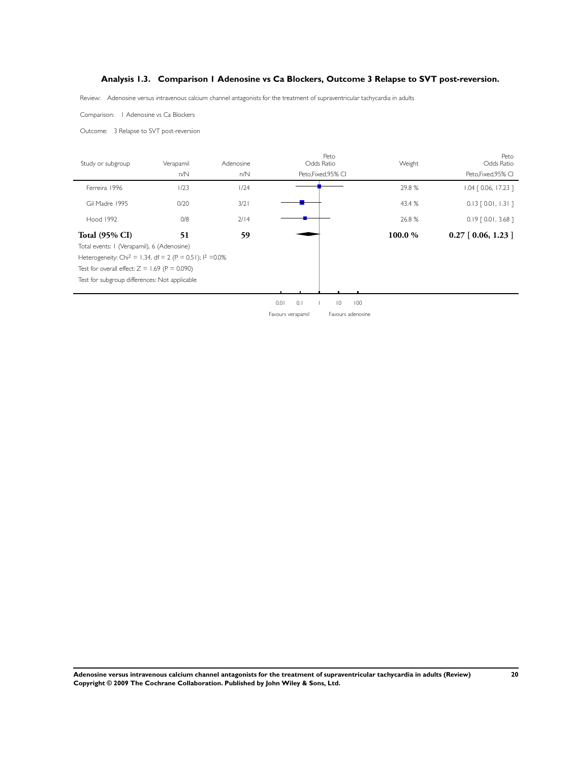## Analysis 1.3. Comparison 1 Adenosine vs Ca Blockers, Outcome 3 Relapse to SVT post-reversion.

Review: Adenosine versus intravenous calcium channel antagonists for the treatment of supraventricular tachycardia in adults

Comparison: 1 Adenosine vs Ca Blockers

Outcome: 3 Relapse to SVT post-reversion

| Study or subgroup | Verapamil n/N | Adenosine n/N | Peto Odds Ratio Peto,Fixed,95% CI | Weight | Peto Odds Ratio Peto,Fixed,95% CI |
|---|---|---|---|---|---|
| Ferreira 1996 | 1/23 | 1/24 | | 29.8 % | 1.04 [ 0.06, 17.23 ] |
| Gil Madre 1995 | 0/20 | 3/21 | | 43.4 % | 0.13 [ 0.01, 1.31 ] |
| Hood 1992 | 0/8 | 2/14 | | 26.8 % | 0.19 [ 0.01, 3.68 ] |
| **Total (95% CI)** | **51** | **59** | | **100.0 %** | **0.27 [ 0.06, 1.23 ]** |

Total events: 1 (Verapamil), 6 (Adenosine)

Heterogeneity: Chi$^2$ = 1.34, df = 2 (P = 0.51); I$^2$ =0.0%

Test for overall effect: Z = 1.69 (P = 0.090)

Test for subgroup differences: Not applicable

0.01 0.1 1 10 100

Favours verapamil Favours adenosine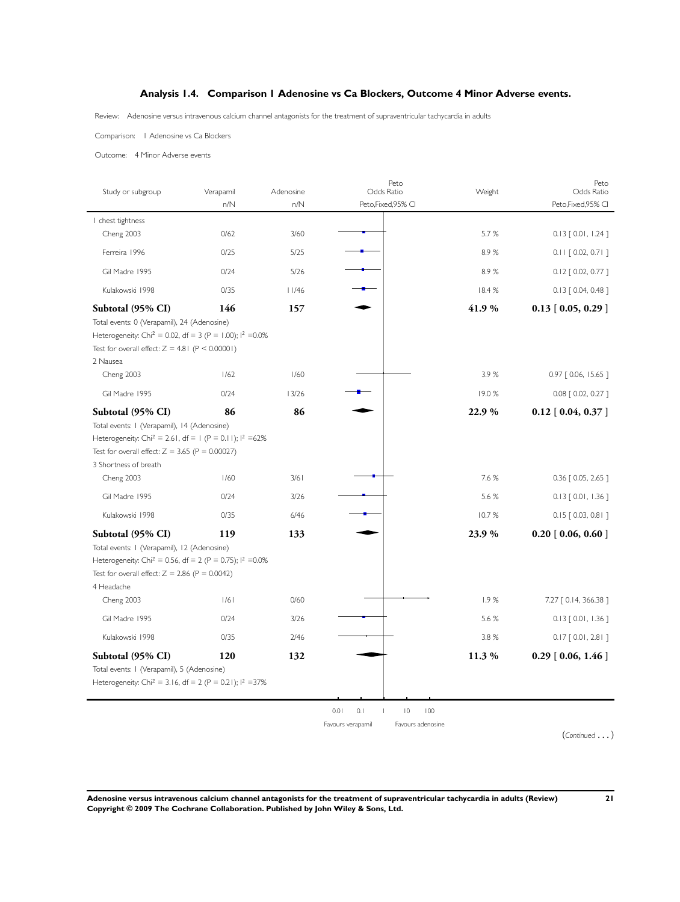## Analysis 1.4. Comparison 1 Adenosine vs Ca Blockers, Outcome 4 Minor Adverse events.

Review: Adenosine versus intravenous calcium channel antagonists for the treatment of supraventricular tachycardia in adults

Comparison: 1 Adenosine vs Ca Blockers

Outcome: 4 Minor Adverse events

| Study or subgroup | Verapamil n/N | Adenosine n/N | Peto Odds Ratio Peto,Fixed,95% CI | Weight | Peto Odds Ratio Peto,Fixed,95% CI |
|---|---|---|---|---|---|
| **1 chest tightness** | | | | | |
| Cheng 2003 | 0/62 | 3/60 | | 5.7 % | 0.13 [ 0.01, 1.24 ] |
| Ferreira 1996 | 0/25 | 5/25 | | 8.9 % | 0.11 [ 0.02, 0.71 ] |
| Gil Madre 1995 | 0/24 | 5/26 | | 8.9 % | 0.12 [ 0.02, 0.77 ] |
| Kulakowski 1998 | 0/35 | 11/46 | | 18.4 % | 0.13 [ 0.04, 0.48 ] |
| **Subtotal (95% CI)** | **146** | **157** | | **41.9 %** | **0.13 [ 0.05, 0.29 ]** |
| Total events: 0 (Verapamil), 24 (Adenosine) | | | | | |
| Heterogeneity: $Chi^2 = 0.02$, df = 3 (P = 1.00); $I^2 = 0.0\%$ | | | | | |
| Test for overall effect: Z = 4.81 (P < 0.00001) | | | | | |
| **2 Nausea** | | | | | |
| Cheng 2003 | 1/62 | 1/60 | | 3.9 % | 0.97 [ 0.06, 15.65 ] |
| Gil Madre 1995 | 0/24 | 13/26 | | 19.0 % | 0.08 [ 0.02, 0.27 ] |
| **Subtotal (95% CI)** | **86** | **86** | | **22.9 %** | **0.12 [ 0.04, 0.37 ]** |
| Total events: 1 (Verapamil), 14 (Adenosine) | | | | | |
| Heterogeneity: $Chi^2 = 2.61$, df = 1 (P = 0.11); $I^2 = 62\%$ | | | | | |
| Test for overall effect: Z = 3.65 (P = 0.00027) | | | | | |
| **3 Shortness of breath** | | | | | |
| Cheng 2003 | 1/60 | 3/61 | | 7.6 % | 0.36 [ 0.05, 2.65 ] |
| Gil Madre 1995 | 0/24 | 3/26 | | 5.6 % | 0.13 [ 0.01, 1.36 ] |
| Kulakowski 1998 | 0/35 | 6/46 | | 10.7 % | 0.15 [ 0.03, 0.81 ] |
| **Subtotal (95% CI)** | **119** | **133** | | **23.9 %** | **0.20 [ 0.06, 0.60 ]** |
| Total events: 1 (Verapamil), 12 (Adenosine) | | | | | |
| Heterogeneity: $Chi^2 = 0.56$, df = 2 (P = 0.75); $I^2 = 0.0\%$ | | | | | |
| Test for overall effect: Z = 2.86 (P = 0.0042) | | | | | |
| **4 Headache** | | | | | |
| Cheng 2003 | 1/61 | 0/60 | | 1.9 % | 7.27 [ 0.14, 366.38 ] |
| Gil Madre 1995 | 0/24 | 3/26 | | 5.6 % | 0.13 [ 0.01, 1.36 ] |
| Kulakowski 1998 | 0/35 | 2/46 | | 3.8 % | 0.17 [ 0.01, 2.81 ] |
| **Subtotal (95% CI)** | **120** | **132** | | **11.3 %** | **0.29 [ 0.06, 1.46 ]** |
| Total events: 1 (Verapamil), 5 (Adenosine) | | | | | |
| Heterogeneity: $Chi^2 = 3.16$, df = 2 (P = 0.21); $I^2 = 37\%$ | | | | | |

0.01 0.1 1 10 100

Favours verapamil Favours adenosine

(*Continued* . . . )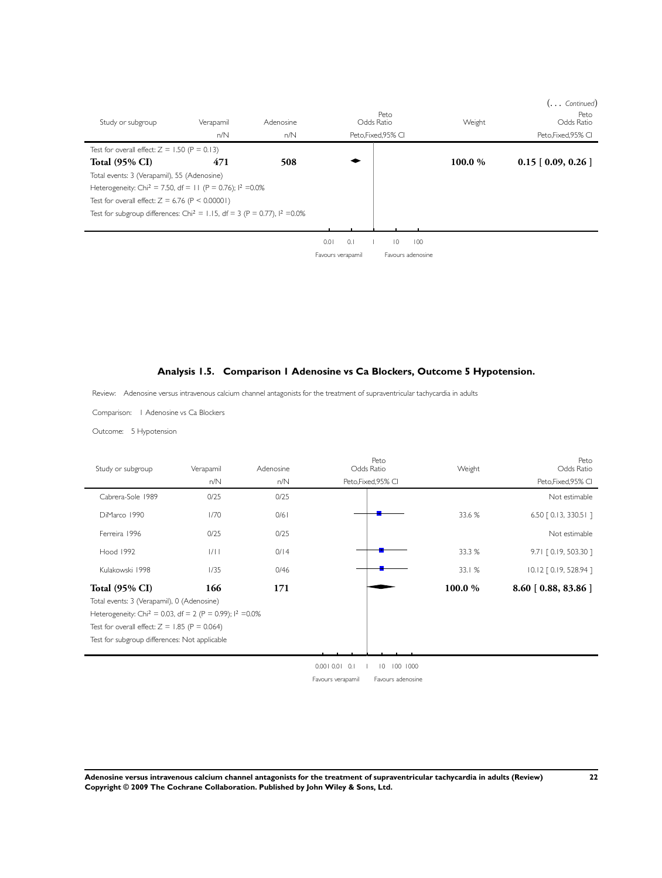(... *Continued*)

| Study or subgroup | Verapamil | Adenosine | Peto Odds Ratio | Weight | Peto Odds Ratio |
|---|---|---|---|---|---|
| | n/N | n/N | Peto,Fixed,95% CI | | Peto,Fixed,95% CI |
| Test for overall effect: Z = 1.50 (P = 0.13) | | | | | |
| **Total (95% CI)** | **471** | **508** | | **100.0 %** | **0.15 [ 0.09, 0.26 ]** |
| Total events: 3 (Verapamil), 55 (Adenosine) | | | | | |
| Heterogeneity: Chi² = 7.50, df = 11 (P = 0.76); I² =0.0% | | | | | |
| Test for overall effect: Z = 6.76 (P < 0.00001) | | | | | |
| Test for subgroup differences: Chi² = 1.15, df = 3 (P = 0.77), I² =0.0% | | | | | |

0.01 0.1 1 10 100

Favours verapamil Favours adenosine

## Analysis 1.5. Comparison 1 Adenosine vs Ca Blockers, Outcome 5 Hypotension.

Review: Adenosine versus intravenous calcium channel antagonists for the treatment of supraventricular tachycardia in adults

Comparison: 1 Adenosine vs Ca Blockers

Outcome: 5 Hypotension

| Study or subgroup | Verapamil | Adenosine | Peto Odds Ratio | Weight | Peto Odds Ratio |
|---|---|---|---|---|---|
| | n/N | n/N | Peto,Fixed,95% CI | | Peto,Fixed,95% CI |
| Cabrera-Sole 1989 | 0/25 | 0/25 | | | Not estimable |
| DiMarco 1990 | 1/70 | 0/61 | | 33.6 % | 6.50 [ 0.13, 330.51 ] |
| Ferreira 1996 | 0/25 | 0/25 | | | Not estimable |
| Hood 1992 | 1/11 | 0/14 | | 33.3 % | 9.71 [ 0.19, 503.30 ] |
| Kulakowski 1998 | 1/35 | 0/46 | | 33.1 % | 10.12 [ 0.19, 528.94 ] |
| **Total (95% CI)** | **166** | **171** | | **100.0 %** | **8.60 [ 0.88, 83.86 ]** |
| Total events: 3 (Verapamil), 0 (Adenosine) | | | | | |
| Heterogeneity: Chi² = 0.03, df = 2 (P = 0.99); I² =0.0% | | | | | |
| Test for overall effect: Z = 1.85 (P = 0.064) | | | | | |
| Test for subgroup differences: Not applicable | | | | | |

0.001 0.01 0.1 1 10 100 1000

Favours verapamil Favours adenosine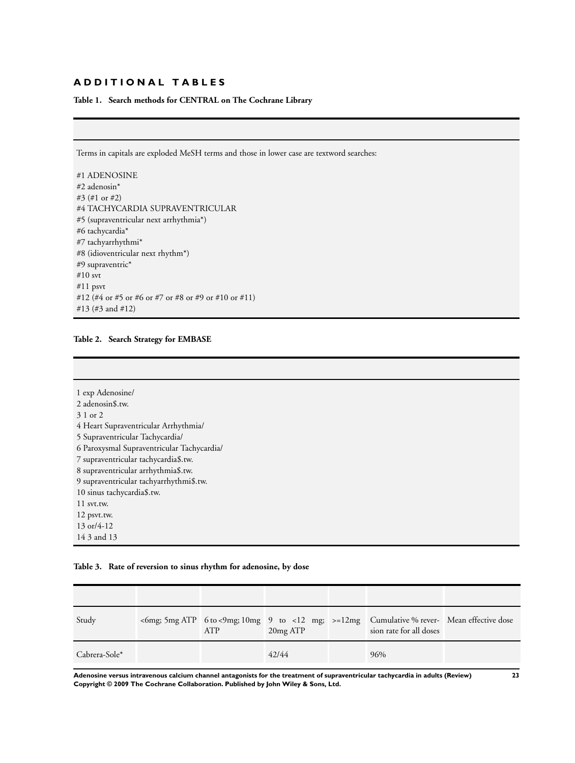# ADDITIONAL TABLES

**Table 1. Search methods for CENTRAL on The Cochrane Library**

Terms in capitals are exploded MeSH terms and those in lower case are textword searches:

#1 ADENOSINE
#2 adenosin*
#3 (#1 or #2)
#4 TACHYCARDIA SUPRAVENTRICULAR
#5 (supraventricular next arrhythmia*)
#6 tachycardia*
#7 tachyarrhythmi*
#8 (idioventricular next rhythm*)
#9 supraventric*
#10 svt
#11 psvt
#12 (#4 or #5 or #6 or #7 or #8 or #9 or #10 or #11)
#13 (#3 and #12)

**Table 2. Search Strategy for EMBASE**

1 exp Adenosine/
2 adenosin$.tw.
3 1 or 2
4 Heart Supraventricular Arrhythmia/
5 Supraventricular Tachycardia/
6 Paroxysmal Supraventricular Tachycardia/
7 supraventricular tachycardia$.tw.
8 supraventricular arrhythmia$.tw.
9 supraventricular tachyarrhythmi$.tw.
10 sinus tachycardia$.tw.
11 svt.tw.
12 psvt.tw.
13 or/4-12
14 3 and 13

**Table 3. Rate of reversion to sinus rhythm for adenosine, by dose**

| | | | | | | |
|---|---|---|---|---|---|---|
| Study | <6mg; 5mg ATP | 6 to <9mg; 10mg ATP | 9 to <12 mg; 20mg ATP | >=12mg | Cumulative % reversion rate for all doses | Mean effective dose |
| Cabrera-Sole* | | | 42/44 | | 96% | |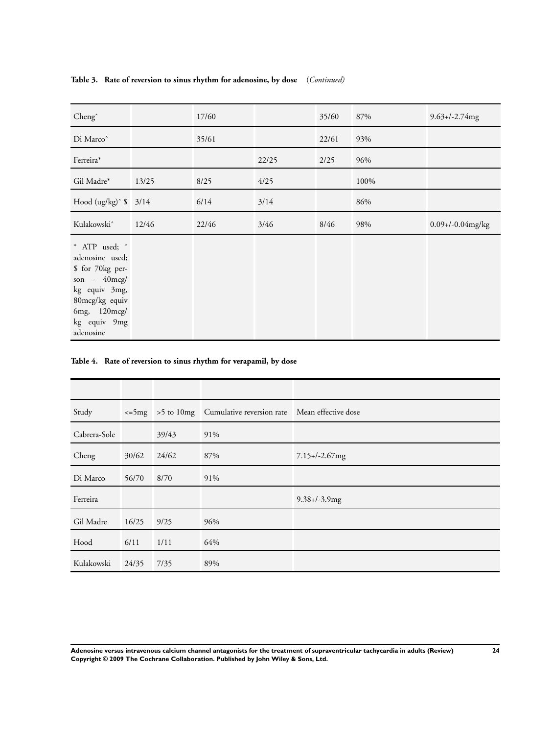**Table 3. Rate of reversion to sinus rhythm for adenosine, by dose** *(Continued)*

| | | | | | | |
|---|---|---|---|---|---|---|
| Cheng^ | | 17/60 | | 35/60 | 87% | 9.63+/-2.74mg |
| Di Marco^ | | 35/61 | | 22/61 | 93% | |
| Ferreira* | | | 22/25 | 2/25 | 96% | |
| Gil Madre* | 13/25 | 8/25 | 4/25 | | 100% | |
| Hood (ug/kg)^ $ | 3/14 | 6/14 | 3/14 | | 86% | |
| Kulakowski^ | 12/46 | 22/46 | 3/46 | 8/46 | 98% | 0.09+/-0.04mg/kg |
| * ATP used; ^ adenosine used; $ for 70kg person - 40mcg/kg equiv 3mg, 80mcg/kg equiv 6mg, 120mcg/kg equiv 9mg adenosine | | | | | | |

**Table 4. Rate of reversion to sinus rhythm for verapamil, by dose**

| | | | | |
|---|---|---|---|---|
| Study | <=5mg | >5 to 10mg | Cumulative reversion rate | Mean effective dose |
| Cabrera-Sole | | 39/43 | 91% | |
| Cheng | 30/62 | 24/62 | 87% | 7.15+/-2.67mg |
| Di Marco | 56/70 | 8/70 | 91% | |
| Ferreira | | | | 9.38+/-3.9mg |
| Gil Madre | 16/25 | 9/25 | 96% | |
| Hood | 6/11 | 1/11 | 64% | |
| Kulakowski | 24/35 | 7/35 | 89% | |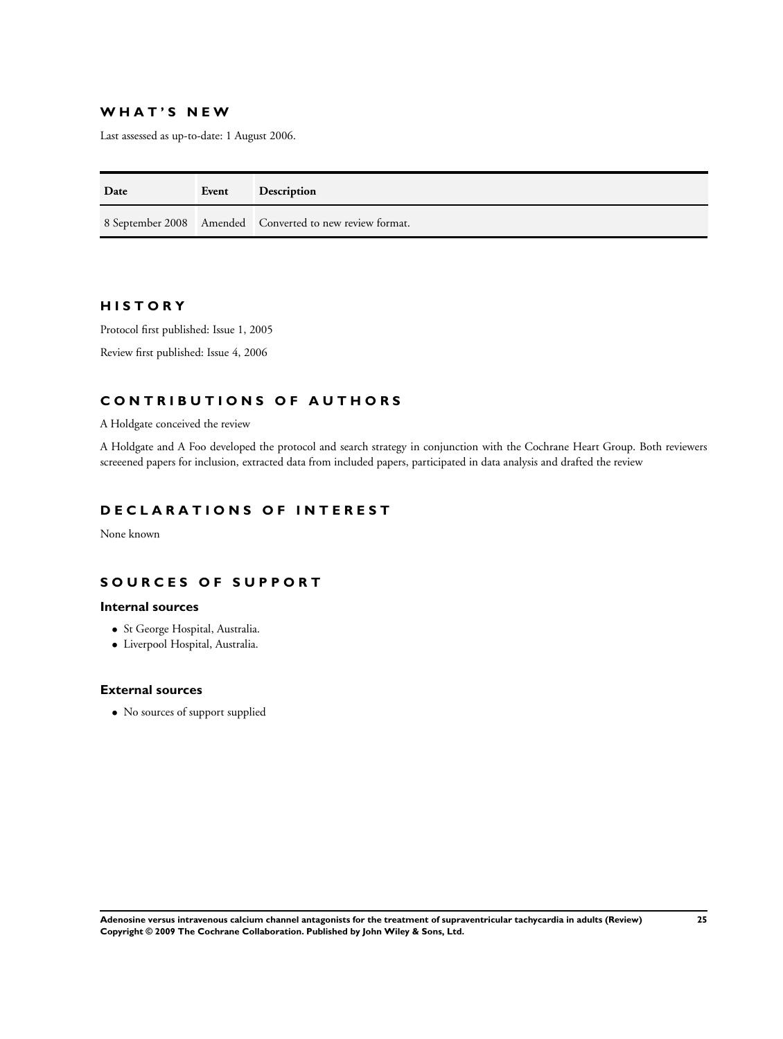## WHAT'S NEW

Last assessed as up-to-date: 1 August 2006.

| Date | Event | Description |
| --- | --- | --- |
| 8 September 2008 | Amended | Converted to new review format. |

## HISTORY

Protocol first published: Issue 1, 2005

Review first published: Issue 4, 2006

## CONTRIBUTIONS OF AUTHORS

A Holdgate conceived the review

A Holdgate and A Foo developed the protocol and search strategy in conjunction with the Cochrane Heart Group. Both reviewers screeened papers for inclusion, extracted data from included papers, participated in data analysis and drafted the review

## DECLARATIONS OF INTEREST

None known

## SOURCES OF SUPPORT

### Internal sources

- St George Hospital, Australia.
- Liverpool Hospital, Australia.

### External sources

- No sources of support supplied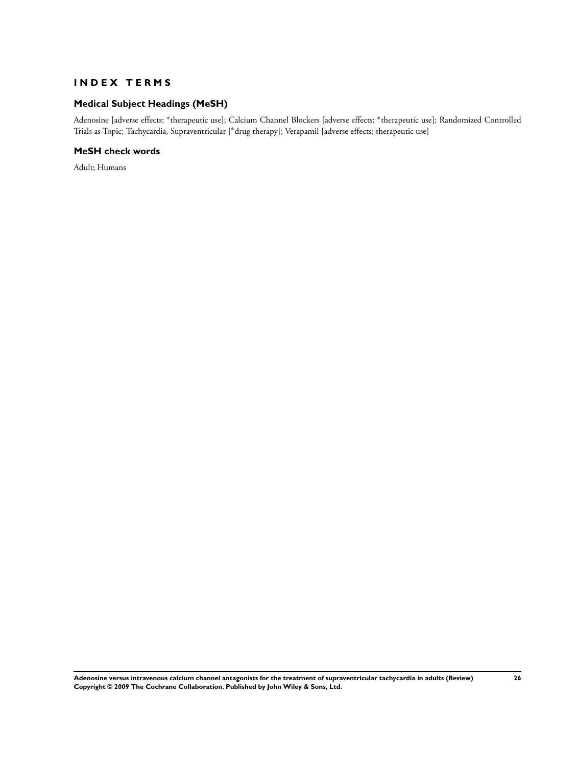# INDEX TERMS

## Medical Subject Headings (MeSH)

Adenosine [adverse effects; *therapeutic use]; Calcium Channel Blockers [adverse effects; *therapeutic use]; Randomized Controlled Trials as Topic; Tachycardia, Supraventricular [*drug therapy]; Verapamil [adverse effects; therapeutic use]

## MeSH check words

Adult; Humans